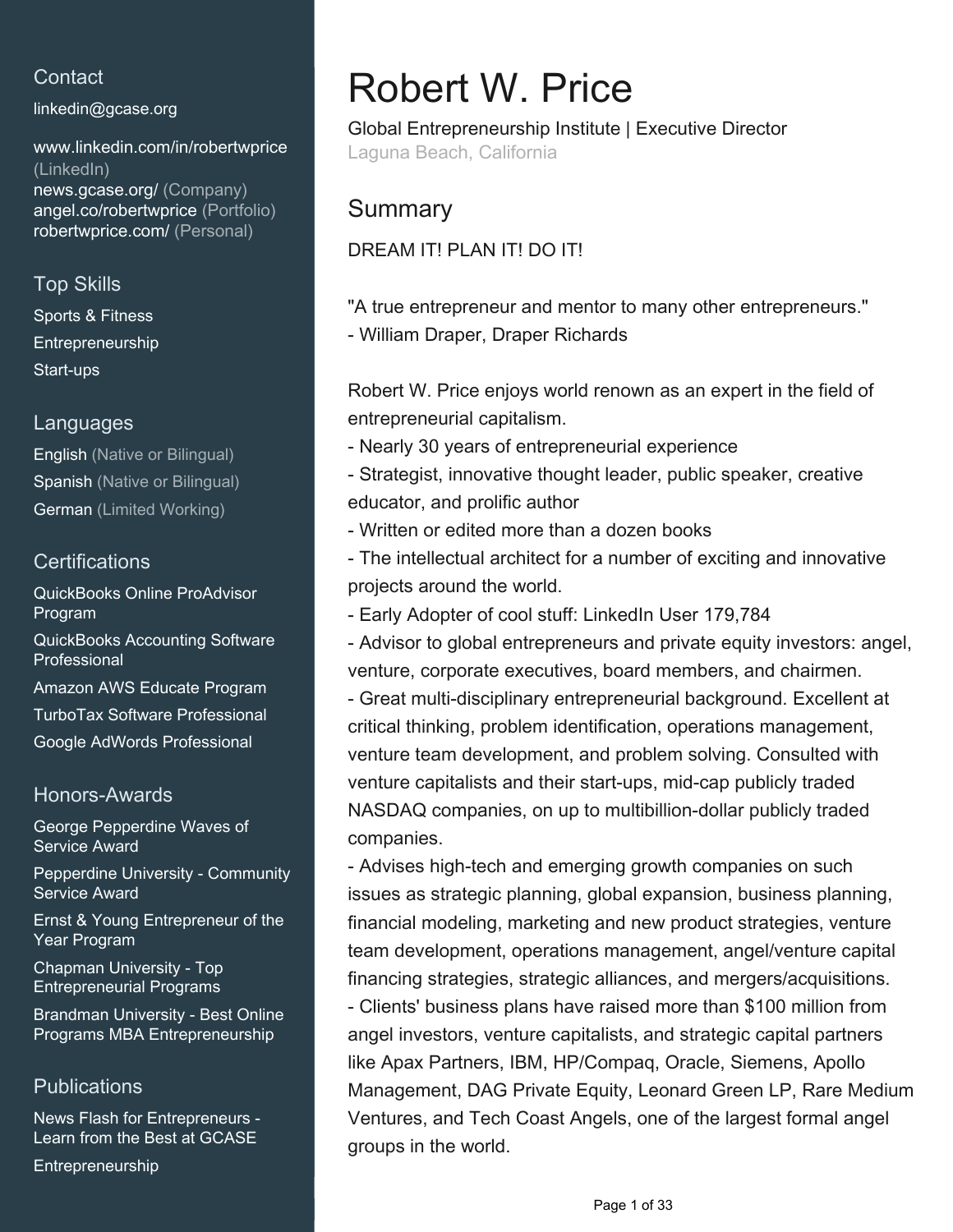## Contact

linkedin@gcase.org

www.linkedin.com/in/robertwprice (LinkedIn)
news.gcase.org/ (Company)
angel.co/robertwprice (Portfolio)
robertwprice.com/ (Personal)

## Top Skills

Sports & Fitness
Entrepreneurship
Start-ups

## Languages

English (Native or Bilingual)
Spanish (Native or Bilingual)
German (Limited Working)

## Certifications

QuickBooks Online ProAdvisor Program
QuickBooks Accounting Software Professional
Amazon AWS Educate Program
TurboTax Software Professional
Google AdWords Professional

## Honors-Awards

George Pepperdine Waves of Service Award
Pepperdine University - Community Service Award
Ernst & Young Entrepreneur of the Year Program
Chapman University - Top Entrepreneurial Programs
Brandman University - Best Online Programs MBA Entrepreneurship

## Publications

News Flash for Entrepreneurs - Learn from the Best at GCASE
Entrepreneurship

# Robert W. Price

Global Entrepreneurship Institute | Executive Director
Laguna Beach, California

## Summary

DREAM IT! PLAN IT! DO IT!

"A true entrepreneur and mentor to many other entrepreneurs."
- William Draper, Draper Richards

Robert W. Price enjoys world renown as an expert in the field of entrepreneurial capitalism.
- Nearly 30 years of entrepreneurial experience
- Strategist, innovative thought leader, public speaker, creative educator, and prolific author
- Written or edited more than a dozen books
- The intellectual architect for a number of exciting and innovative projects around the world.
- Early Adopter of cool stuff: LinkedIn User 179,784
- Advisor to global entrepreneurs and private equity investors: angel, venture, corporate executives, board members, and chairmen.
- Great multi-disciplinary entrepreneurial background. Excellent at critical thinking, problem identification, operations management, venture team development, and problem solving. Consulted with venture capitalists and their start-ups, mid-cap publicly traded NASDAQ companies, on up to multibillion-dollar publicly traded companies.
- Advises high-tech and emerging growth companies on such issues as strategic planning, global expansion, business planning, financial modeling, marketing and new product strategies, venture team development, operations management, angel/venture capital financing strategies, strategic alliances, and mergers/acquisitions.
- Clients' business plans have raised more than $100 million from angel investors, venture capitalists, and strategic capital partners like Apax Partners, IBM, HP/Compaq, Oracle, Siemens, Apollo Management, DAG Private Equity, Leonard Green LP, Rare Medium Ventures, and Tech Coast Angels, one of the largest formal angel groups in the world.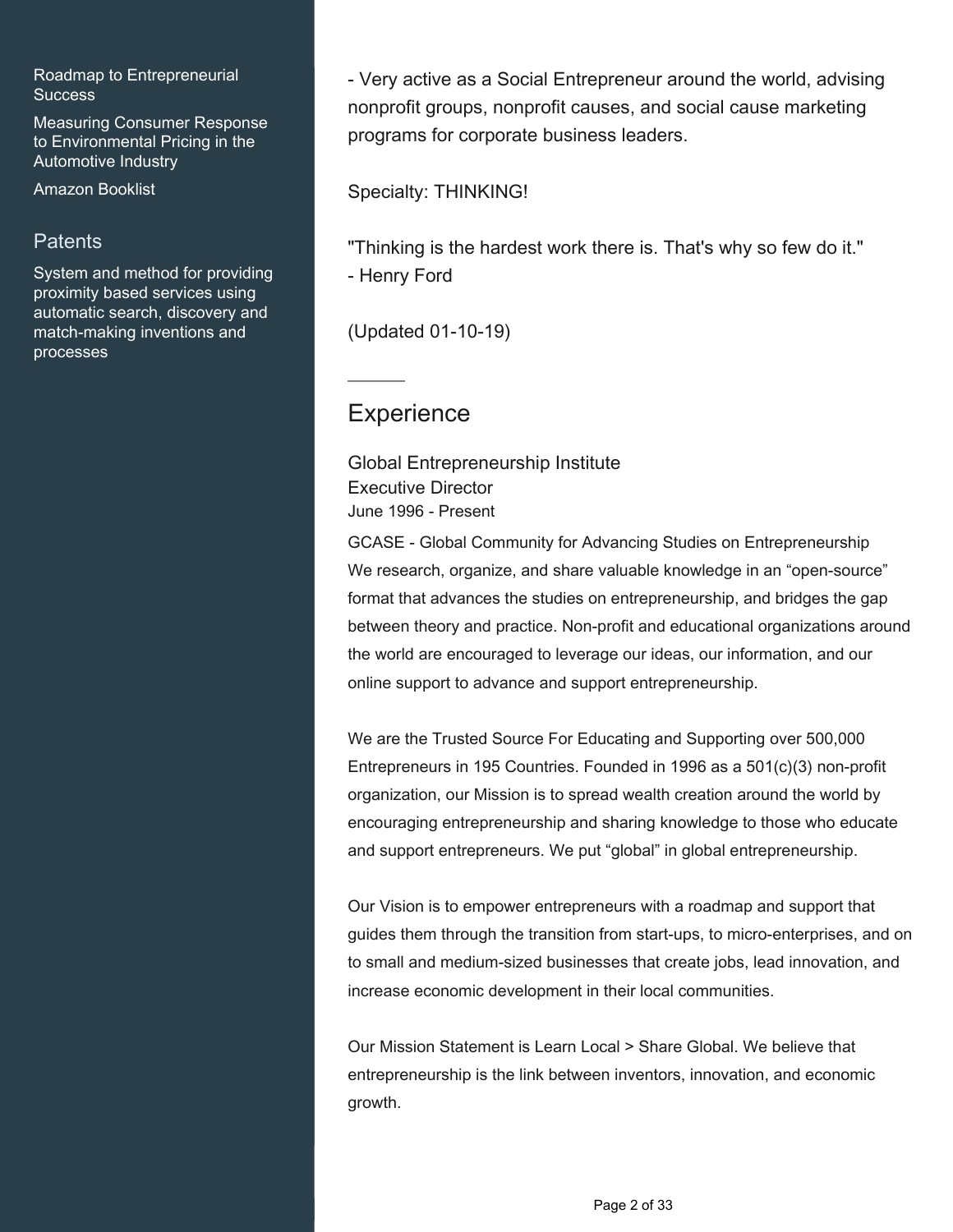Roadmap to Entrepreneurial Success

Measuring Consumer Response to Environmental Pricing in the Automotive Industry

Amazon Booklist

## Patents

System and method for providing proximity based services using automatic search, discovery and match-making inventions and processes

- Very active as a Social Entrepreneur around the world, advising nonprofit groups, nonprofit causes, and social cause marketing programs for corporate business leaders.

Specialty: THINKING!

"Thinking is the hardest work there is. That's why so few do it."
- Henry Ford

(Updated 01-10-19)

---

## Experience

### Global Entrepreneurship Institute
Executive Director
June 1996 - Present

GCASE - Global Community for Advancing Studies on Entrepreneurship
We research, organize, and share valuable knowledge in an “open-source” format that advances the studies on entrepreneurship, and bridges the gap between theory and practice. Non-profit and educational organizations around the world are encouraged to leverage our ideas, our information, and our online support to advance and support entrepreneurship.

We are the Trusted Source For Educating and Supporting over 500,000 Entrepreneurs in 195 Countries. Founded in 1996 as a 501(c)(3) non-profit organization, our Mission is to spread wealth creation around the world by encouraging entrepreneurship and sharing knowledge to those who educate and support entrepreneurs. We put “global” in global entrepreneurship.

Our Vision is to empower entrepreneurs with a roadmap and support that guides them through the transition from start-ups, to micro-enterprises, and on to small and medium-sized businesses that create jobs, lead innovation, and increase economic development in their local communities.

Our Mission Statement is Learn Local > Share Global. We believe that entrepreneurship is the link between inventors, innovation, and economic growth.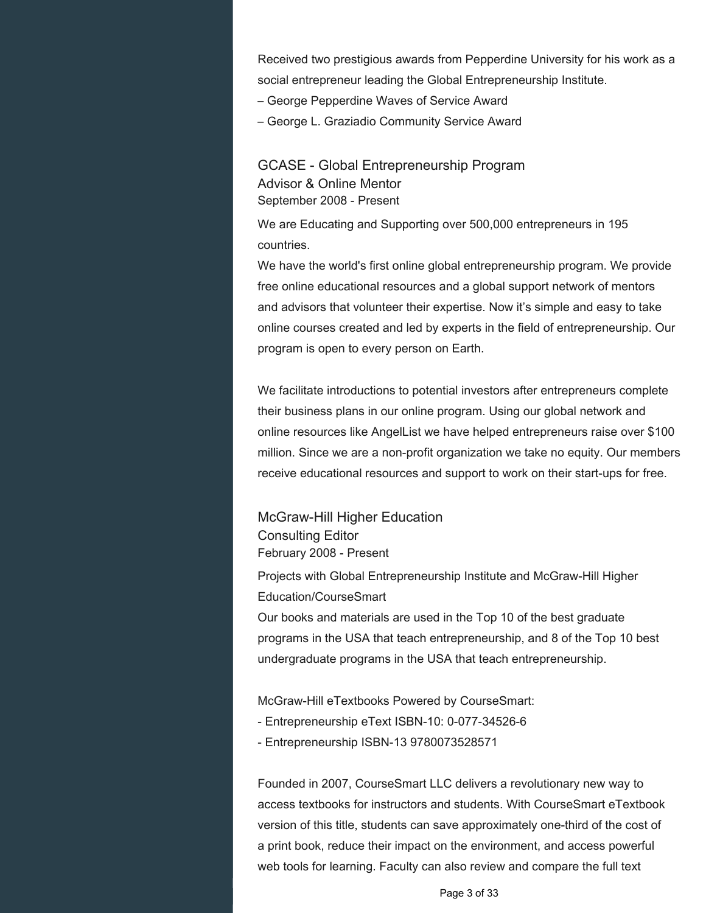Received two prestigious awards from Pepperdine University for his work as a social entrepreneur leading the Global Entrepreneurship Institute.

– George Pepperdine Waves of Service Award

– George L. Graziadio Community Service Award

### GCASE - Global Entrepreneurship Program
#### Advisor & Online Mentor
September 2008 - Present

We are Educating and Supporting over 500,000 entrepreneurs in 195 countries.

We have the world's first online global entrepreneurship program. We provide free online educational resources and a global support network of mentors and advisors that volunteer their expertise. Now it's simple and easy to take online courses created and led by experts in the field of entrepreneurship. Our program is open to every person on Earth.

We facilitate introductions to potential investors after entrepreneurs complete their business plans in our online program. Using our global network and online resources like AngelList we have helped entrepreneurs raise over $100 million. Since we are a non-profit organization we take no equity. Our members receive educational resources and support to work on their start-ups for free.

### McGraw-Hill Higher Education
#### Consulting Editor
February 2008 - Present

Projects with Global Entrepreneurship Institute and McGraw-Hill Higher Education/CourseSmart

Our books and materials are used in the Top 10 of the best graduate programs in the USA that teach entrepreneurship, and 8 of the Top 10 best undergraduate programs in the USA that teach entrepreneurship.

McGraw-Hill eTextbooks Powered by CourseSmart:

- Entrepreneurship eText ISBN-10: 0-077-34526-6
- Entrepreneurship ISBN-13 9780073528571

Founded in 2007, CourseSmart LLC delivers a revolutionary new way to access textbooks for instructors and students. With CourseSmart eTextbook version of this title, students can save approximately one-third of the cost of a print book, reduce their impact on the environment, and access powerful web tools for learning. Faculty can also review and compare the full text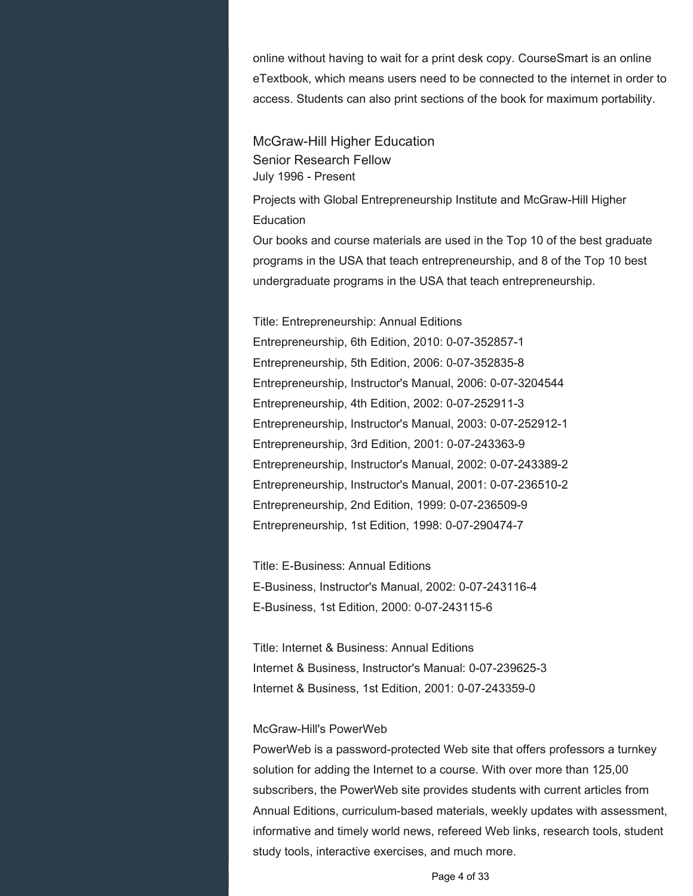online without having to wait for a print desk copy. CourseSmart is an online eTextbook, which means users need to be connected to the internet in order to access. Students can also print sections of the book for maximum portability.

### McGraw-Hill Higher Education

Senior Research Fellow
July 1996 - Present

Projects with Global Entrepreneurship Institute and McGraw-Hill Higher Education
Our books and course materials are used in the Top 10 of the best graduate programs in the USA that teach entrepreneurship, and 8 of the Top 10 best undergraduate programs in the USA that teach entrepreneurship.

Title: Entrepreneurship: Annual Editions
Entrepreneurship, 6th Edition, 2010: 0-07-352857-1
Entrepreneurship, 5th Edition, 2006: 0-07-352835-8
Entrepreneurship, Instructor's Manual, 2006: 0-07-3204544
Entrepreneurship, 4th Edition, 2002: 0-07-252911-3
Entrepreneurship, Instructor's Manual, 2003: 0-07-252912-1
Entrepreneurship, 3rd Edition, 2001: 0-07-243363-9
Entrepreneurship, Instructor's Manual, 2002: 0-07-243389-2
Entrepreneurship, Instructor's Manual, 2001: 0-07-236510-2
Entrepreneurship, 2nd Edition, 1999: 0-07-236509-9
Entrepreneurship, 1st Edition, 1998: 0-07-290474-7

Title: E-Business: Annual Editions
E-Business, Instructor's Manual, 2002: 0-07-243116-4
E-Business, 1st Edition, 2000: 0-07-243115-6

Title: Internet & Business: Annual Editions
Internet & Business, Instructor's Manual: 0-07-239625-3
Internet & Business, 1st Edition, 2001: 0-07-243359-0

McGraw-Hill's PowerWeb
PowerWeb is a password-protected Web site that offers professors a turnkey solution for adding the Internet to a course. With over more than 125,00 subscribers, the PowerWeb site provides students with current articles from Annual Editions, curriculum-based materials, weekly updates with assessment, informative and timely world news, refereed Web links, research tools, student study tools, interactive exercises, and much more.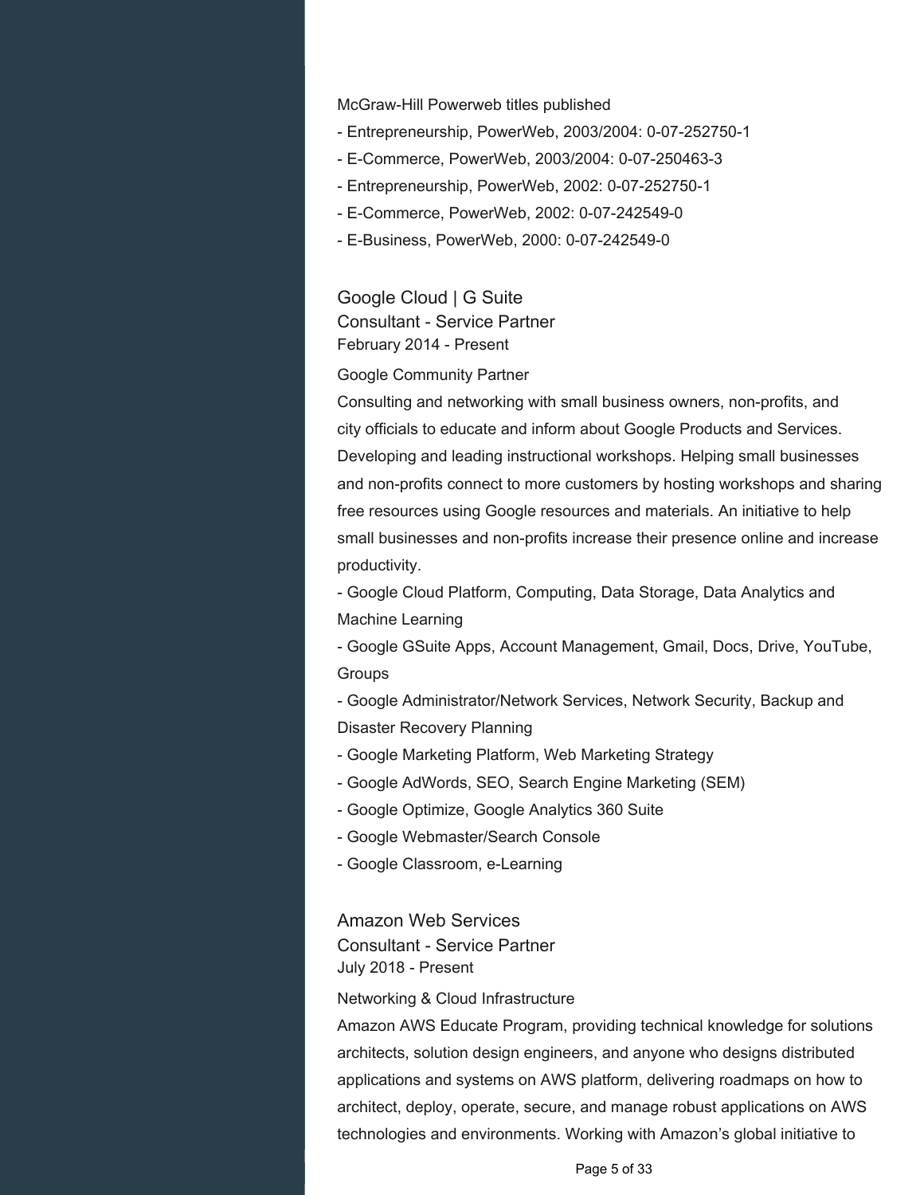McGraw-Hill Powerweb titles published

- Entrepreneurship, PowerWeb, 2003/2004: 0-07-252750-1
- E-Commerce, PowerWeb, 2003/2004: 0-07-250463-3
- Entrepreneurship, PowerWeb, 2002: 0-07-252750-1
- E-Commerce, PowerWeb, 2002: 0-07-242549-0
- E-Business, PowerWeb, 2000: 0-07-242549-0

### Google Cloud | G Suite

Consultant - Service Partner

February 2014 - Present

Google Community Partner

Consulting and networking with small business owners, non-profits, and city officials to educate and inform about Google Products and Services. Developing and leading instructional workshops. Helping small businesses and non-profits connect to more customers by hosting workshops and sharing free resources using Google resources and materials. An initiative to help small businesses and non-profits increase their presence online and increase productivity.

- Google Cloud Platform, Computing, Data Storage, Data Analytics and Machine Learning
- Google GSuite Apps, Account Management, Gmail, Docs, Drive, YouTube, Groups
- Google Administrator/Network Services, Network Security, Backup and Disaster Recovery Planning
- Google Marketing Platform, Web Marketing Strategy
- Google AdWords, SEO, Search Engine Marketing (SEM)
- Google Optimize, Google Analytics 360 Suite
- Google Webmaster/Search Console
- Google Classroom, e-Learning

### Amazon Web Services

Consultant - Service Partner

July 2018 - Present

Networking & Cloud Infrastructure

Amazon AWS Educate Program, providing technical knowledge for solutions architects, solution design engineers, and anyone who designs distributed applications and systems on AWS platform, delivering roadmaps on how to architect, deploy, operate, secure, and manage robust applications on AWS technologies and environments. Working with Amazon's global initiative to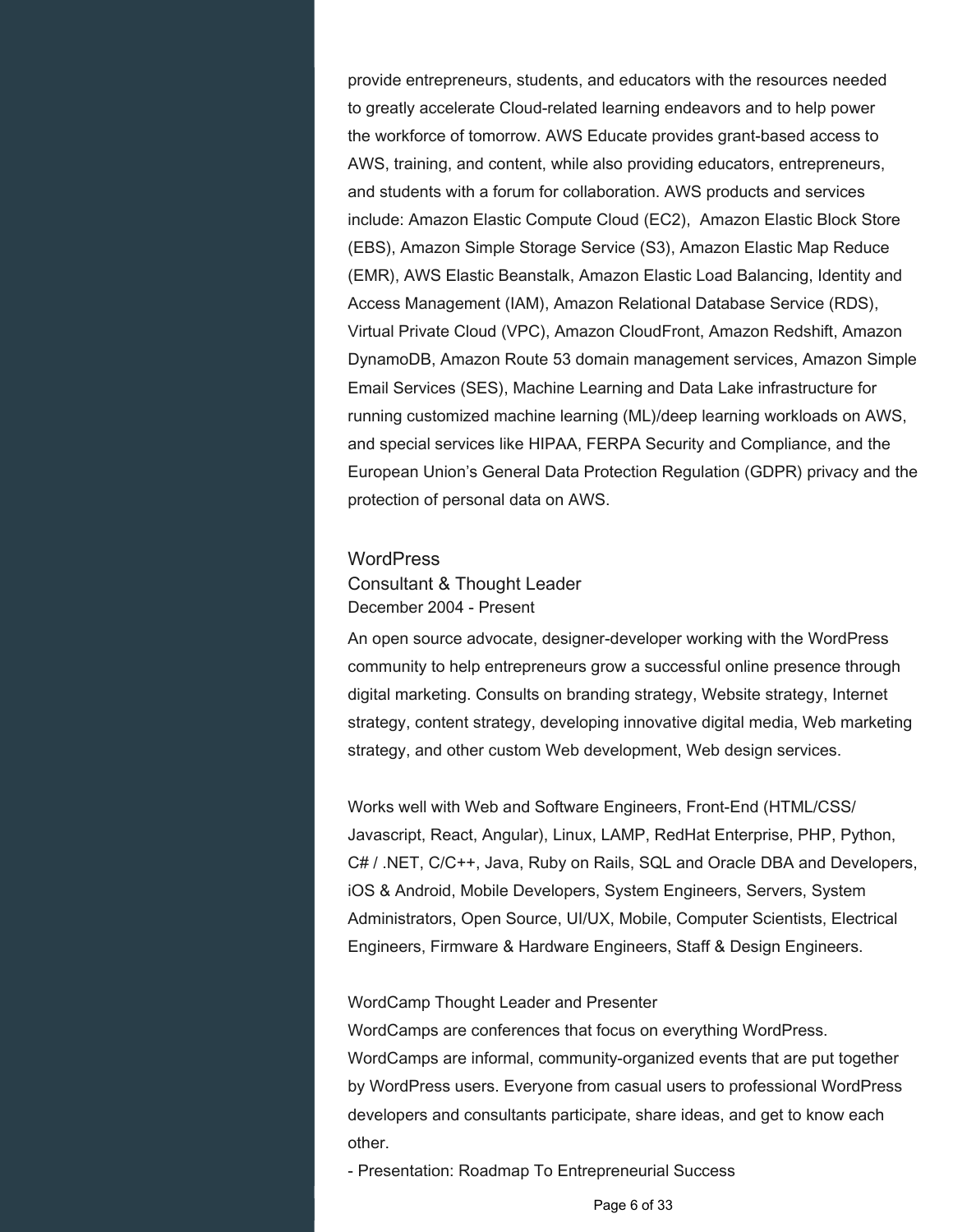provide entrepreneurs, students, and educators with the resources needed to greatly accelerate Cloud-related learning endeavors and to help power the workforce of tomorrow. AWS Educate provides grant-based access to AWS, training, and content, while also providing educators, entrepreneurs, and students with a forum for collaboration. AWS products and services include: Amazon Elastic Compute Cloud (EC2), Amazon Elastic Block Store (EBS), Amazon Simple Storage Service (S3), Amazon Elastic Map Reduce (EMR), AWS Elastic Beanstalk, Amazon Elastic Load Balancing, Identity and Access Management (IAM), Amazon Relational Database Service (RDS), Virtual Private Cloud (VPC), Amazon CloudFront, Amazon Redshift, Amazon DynamoDB, Amazon Route 53 domain management services, Amazon Simple Email Services (SES), Machine Learning and Data Lake infrastructure for running customized machine learning (ML)/deep learning workloads on AWS, and special services like HIPAA, FERPA Security and Compliance, and the European Union's General Data Protection Regulation (GDPR) privacy and the protection of personal data on AWS.

### WordPress
Consultant & Thought Leader
December 2004 - Present

An open source advocate, designer-developer working with the WordPress community to help entrepreneurs grow a successful online presence through digital marketing. Consults on branding strategy, Website strategy, Internet strategy, content strategy, developing innovative digital media, Web marketing strategy, and other custom Web development, Web design services.

Works well with Web and Software Engineers, Front-End (HTML/CSS/Javascript, React, Angular), Linux, LAMP, RedHat Enterprise, PHP, Python, C# / .NET, C/C++, Java, Ruby on Rails, SQL and Oracle DBA and Developers, iOS & Android, Mobile Developers, System Engineers, Servers, System Administrators, Open Source, UI/UX, Mobile, Computer Scientists, Electrical Engineers, Firmware & Hardware Engineers, Staff & Design Engineers.

WordCamp Thought Leader and Presenter
WordCamps are conferences that focus on everything WordPress. WordCamps are informal, community-organized events that are put together by WordPress users. Everyone from casual users to professional WordPress developers and consultants participate, share ideas, and get to know each other.

- Presentation: Roadmap To Entrepreneurial Success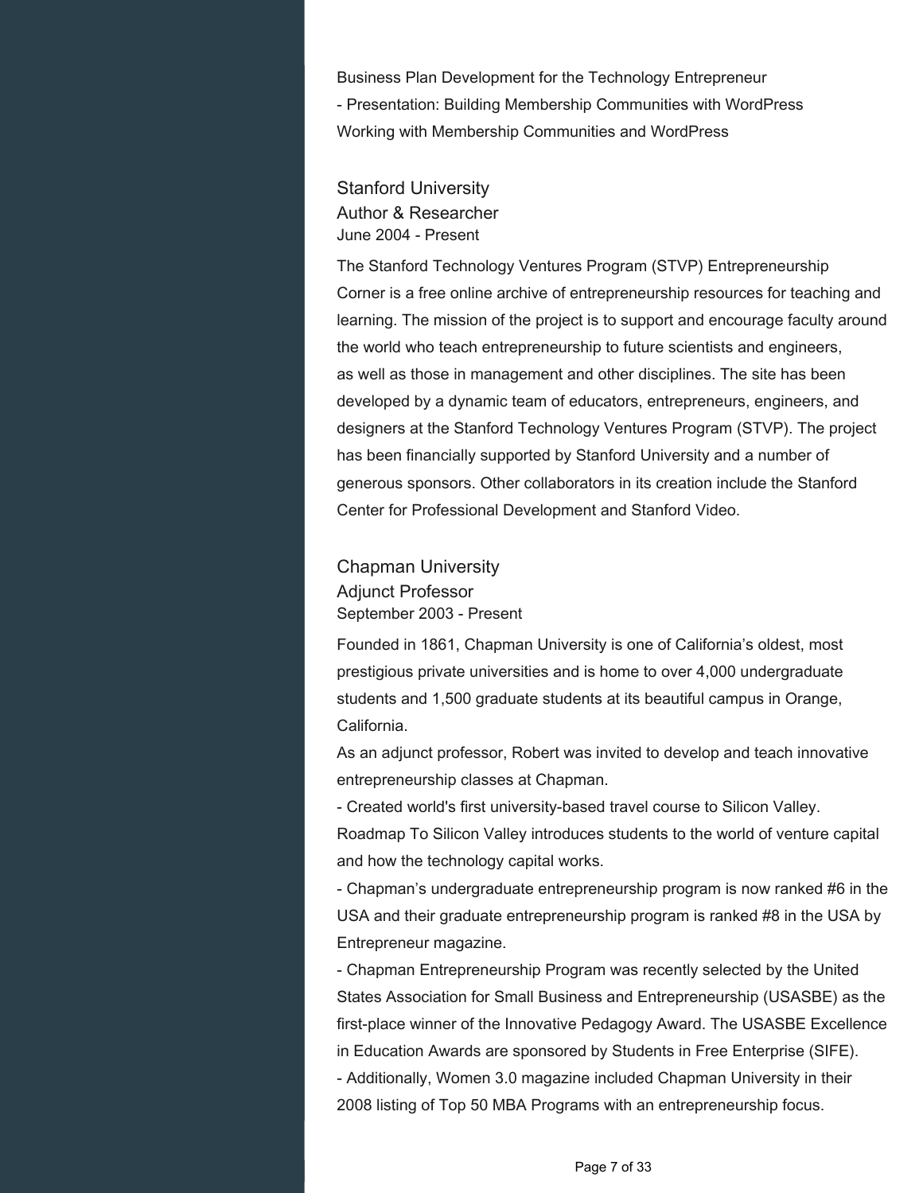Business Plan Development for the Technology Entrepreneur
- Presentation: Building Membership Communities with WordPress
Working with Membership Communities and WordPress

### Stanford University

Author & Researcher
June 2004 - Present

The Stanford Technology Ventures Program (STVP) Entrepreneurship Corner is a free online archive of entrepreneurship resources for teaching and learning. The mission of the project is to support and encourage faculty around the world who teach entrepreneurship to future scientists and engineers, as well as those in management and other disciplines. The site has been developed by a dynamic team of educators, entrepreneurs, engineers, and designers at the Stanford Technology Ventures Program (STVP). The project has been financially supported by Stanford University and a number of generous sponsors. Other collaborators in its creation include the Stanford Center for Professional Development and Stanford Video.

### Chapman University

Adjunct Professor
September 2003 - Present

Founded in 1861, Chapman University is one of California's oldest, most prestigious private universities and is home to over 4,000 undergraduate students and 1,500 graduate students at its beautiful campus in Orange, California.

As an adjunct professor, Robert was invited to develop and teach innovative entrepreneurship classes at Chapman.

- Created world's first university-based travel course to Silicon Valley. Roadmap To Silicon Valley introduces students to the world of venture capital and how the technology capital works.
- Chapman's undergraduate entrepreneurship program is now ranked #6 in the USA and their graduate entrepreneurship program is ranked #8 in the USA by Entrepreneur magazine.
- Chapman Entrepreneurship Program was recently selected by the United States Association for Small Business and Entrepreneurship (USASBE) as the first-place winner of the Innovative Pedagogy Award. The USASBE Excellence in Education Awards are sponsored by Students in Free Enterprise (SIFE).
- Additionally, Women 3.0 magazine included Chapman University in their 2008 listing of Top 50 MBA Programs with an entrepreneurship focus.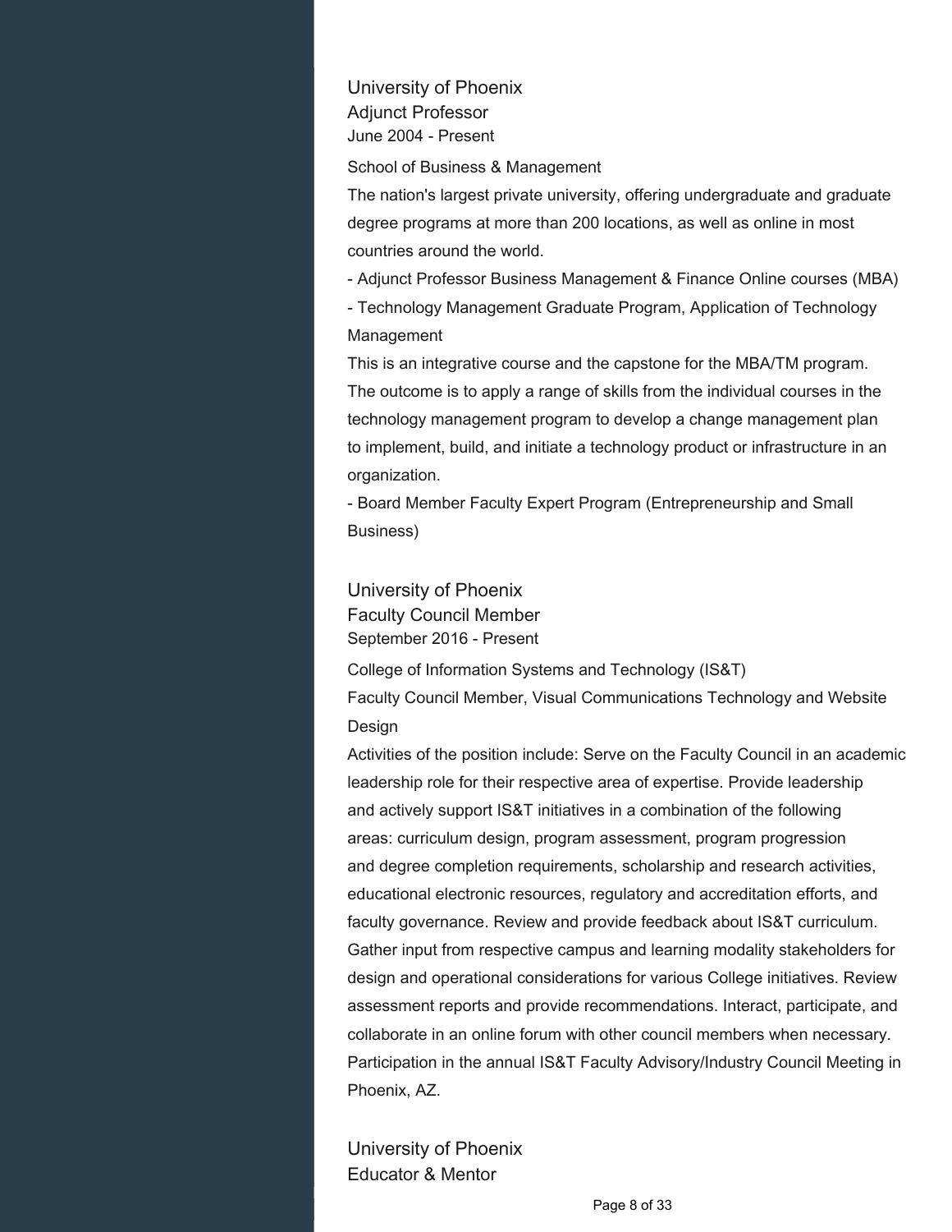### University of Phoenix
#### Adjunct Professor
June 2004 - Present

School of Business & Management

The nation's largest private university, offering undergraduate and graduate degree programs at more than 200 locations, as well as online in most countries around the world.

- Adjunct Professor Business Management & Finance Online courses (MBA)
- Technology Management Graduate Program, Application of Technology Management

This is an integrative course and the capstone for the MBA/TM program. The outcome is to apply a range of skills from the individual courses in the technology management program to develop a change management plan to implement, build, and initiate a technology product or infrastructure in an organization.

- Board Member Faculty Expert Program (Entrepreneurship and Small Business)

### University of Phoenix
#### Faculty Council Member
September 2016 - Present

College of Information Systems and Technology (IS&T)

Faculty Council Member, Visual Communications Technology and Website Design

Activities of the position include: Serve on the Faculty Council in an academic leadership role for their respective area of expertise. Provide leadership and actively support IS&T initiatives in a combination of the following areas: curriculum design, program assessment, program progression and degree completion requirements, scholarship and research activities, educational electronic resources, regulatory and accreditation efforts, and faculty governance. Review and provide feedback about IS&T curriculum. Gather input from respective campus and learning modality stakeholders for design and operational considerations for various College initiatives. Review assessment reports and provide recommendations. Interact, participate, and collaborate in an online forum with other council members when necessary. Participation in the annual IS&T Faculty Advisory/Industry Council Meeting in Phoenix, AZ.

### University of Phoenix
#### Educator & Mentor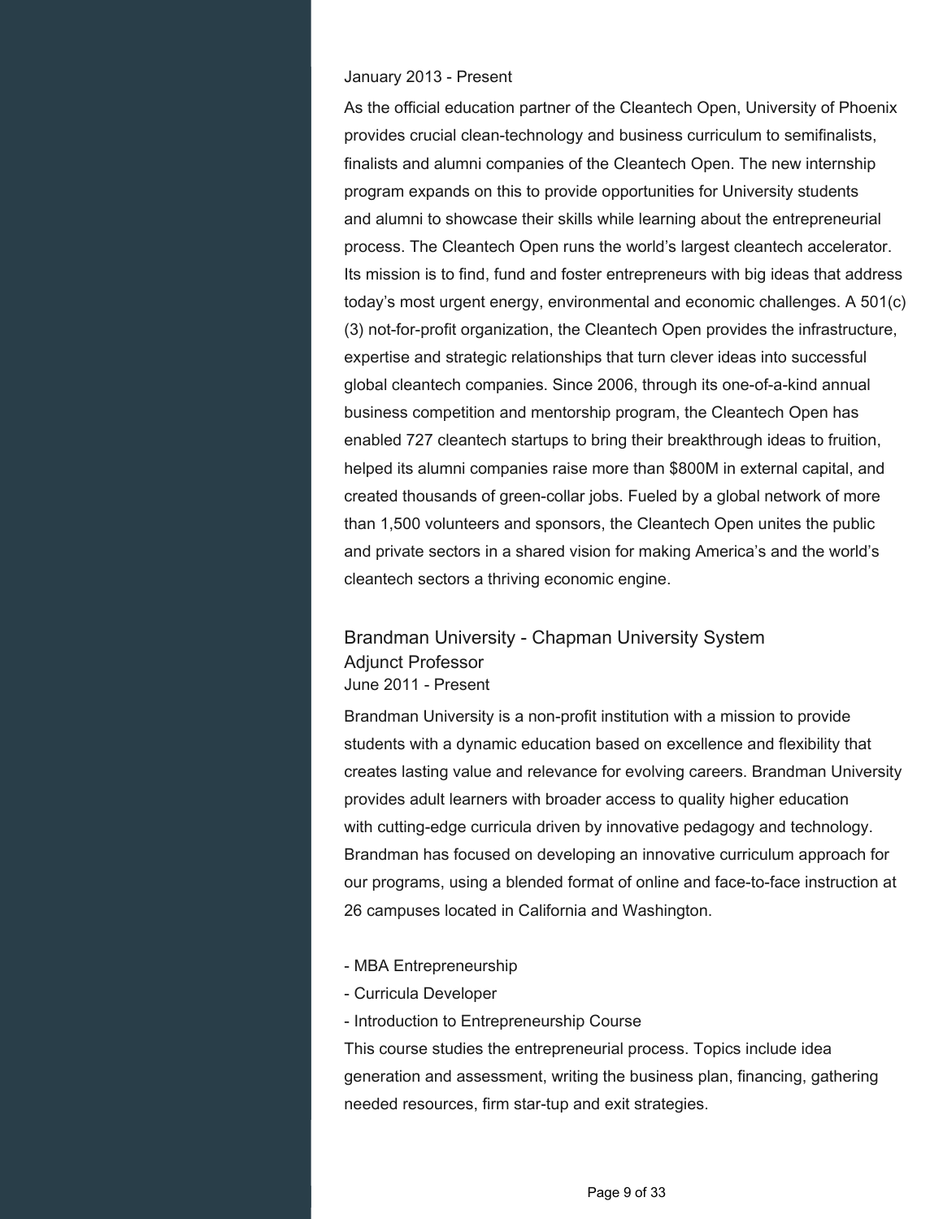January 2013 - Present

As the official education partner of the Cleantech Open, University of Phoenix provides crucial clean-technology and business curriculum to semifinalists, finalists and alumni companies of the Cleantech Open. The new internship program expands on this to provide opportunities for University students and alumni to showcase their skills while learning about the entrepreneurial process. The Cleantech Open runs the world's largest cleantech accelerator. Its mission is to find, fund and foster entrepreneurs with big ideas that address today's most urgent energy, environmental and economic challenges. A 501(c)(3) not-for-profit organization, the Cleantech Open provides the infrastructure, expertise and strategic relationships that turn clever ideas into successful global cleantech companies. Since 2006, through its one-of-a-kind annual business competition and mentorship program, the Cleantech Open has enabled 727 cleantech startups to bring their breakthrough ideas to fruition, helped its alumni companies raise more than $800M in external capital, and created thousands of green-collar jobs. Fueled by a global network of more than 1,500 volunteers and sponsors, the Cleantech Open unites the public and private sectors in a shared vision for making America's and the world's cleantech sectors a thriving economic engine.

### Brandman University - Chapman University System
Adjunct Professor
June 2011 - Present

Brandman University is a non-profit institution with a mission to provide students with a dynamic education based on excellence and flexibility that creates lasting value and relevance for evolving careers. Brandman University provides adult learners with broader access to quality higher education with cutting-edge curricula driven by innovative pedagogy and technology. Brandman has focused on developing an innovative curriculum approach for our programs, using a blended format of online and face-to-face instruction at 26 campuses located in California and Washington.

- MBA Entrepreneurship
- Curricula Developer
- Introduction to Entrepreneurship Course

This course studies the entrepreneurial process. Topics include idea generation and assessment, writing the business plan, financing, gathering needed resources, firm star-tup and exit strategies.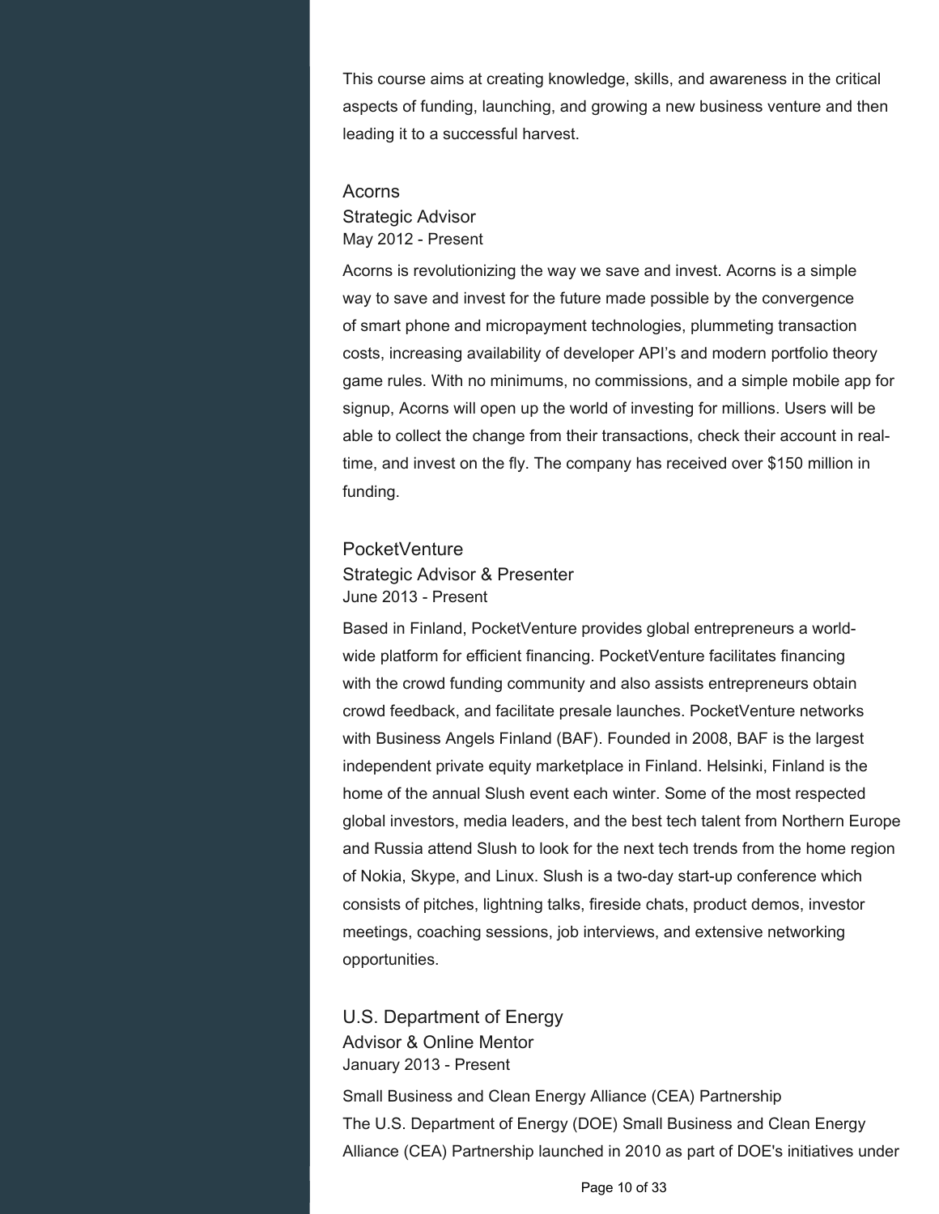This course aims at creating knowledge, skills, and awareness in the critical aspects of funding, launching, and growing a new business venture and then leading it to a successful harvest.

### Acorns
Strategic Advisor
May 2012 - Present

Acorns is revolutionizing the way we save and invest. Acorns is a simple way to save and invest for the future made possible by the convergence of smart phone and micropayment technologies, plummeting transaction costs, increasing availability of developer API's and modern portfolio theory game rules. With no minimums, no commissions, and a simple mobile app for signup, Acorns will open up the world of investing for millions. Users will be able to collect the change from their transactions, check their account in real-time, and invest on the fly. The company has received over $150 million in funding.

### PocketVenture
Strategic Advisor & Presenter
June 2013 - Present

Based in Finland, PocketVenture provides global entrepreneurs a world-wide platform for efficient financing. PocketVenture facilitates financing with the crowd funding community and also assists entrepreneurs obtain crowd feedback, and facilitate presale launches. PocketVenture networks with Business Angels Finland (BAF). Founded in 2008, BAF is the largest independent private equity marketplace in Finland. Helsinki, Finland is the home of the annual Slush event each winter. Some of the most respected global investors, media leaders, and the best tech talent from Northern Europe and Russia attend Slush to look for the next tech trends from the home region of Nokia, Skype, and Linux. Slush is a two-day start-up conference which consists of pitches, lightning talks, fireside chats, product demos, investor meetings, coaching sessions, job interviews, and extensive networking opportunities.

### U.S. Department of Energy
Advisor & Online Mentor
January 2013 - Present

Small Business and Clean Energy Alliance (CEA) Partnership
The U.S. Department of Energy (DOE) Small Business and Clean Energy Alliance (CEA) Partnership launched in 2010 as part of DOE's initiatives under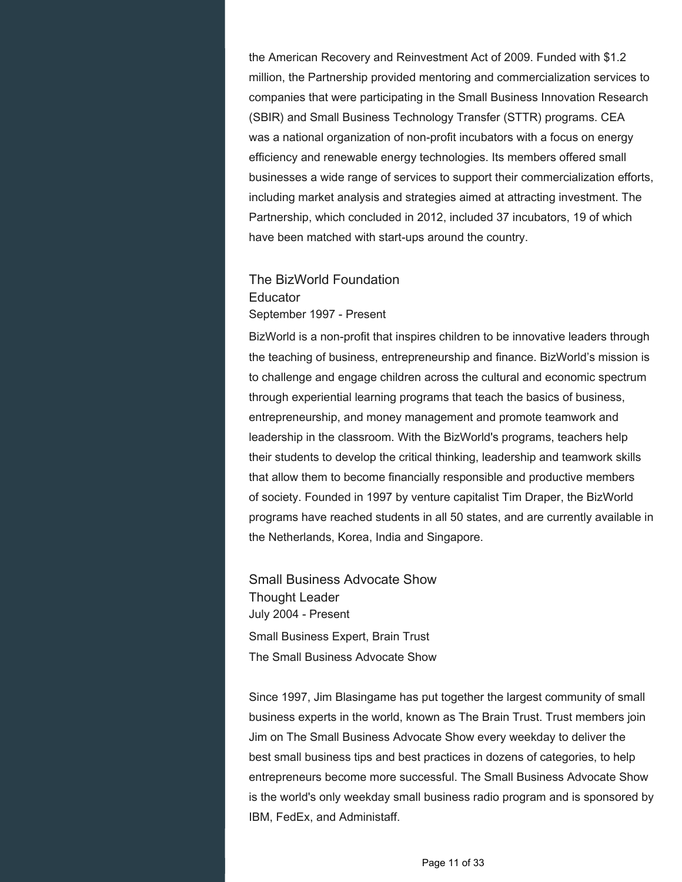the American Recovery and Reinvestment Act of 2009. Funded with $1.2 million, the Partnership provided mentoring and commercialization services to companies that were participating in the Small Business Innovation Research (SBIR) and Small Business Technology Transfer (STTR) programs. CEA was a national organization of non-profit incubators with a focus on energy efficiency and renewable energy technologies. Its members offered small businesses a wide range of services to support their commercialization efforts, including market analysis and strategies aimed at attracting investment. The Partnership, which concluded in 2012, included 37 incubators, 19 of which have been matched with start-ups around the country.

### The BizWorld Foundation
Educator
September 1997 - Present

BizWorld is a non-profit that inspires children to be innovative leaders through the teaching of business, entrepreneurship and finance. BizWorld's mission is to challenge and engage children across the cultural and economic spectrum through experiential learning programs that teach the basics of business, entrepreneurship, and money management and promote teamwork and leadership in the classroom. With the BizWorld's programs, teachers help their students to develop the critical thinking, leadership and teamwork skills that allow them to become financially responsible and productive members of society. Founded in 1997 by venture capitalist Tim Draper, the BizWorld programs have reached students in all 50 states, and are currently available in the Netherlands, Korea, India and Singapore.

### Small Business Advocate Show
Thought Leader
July 2004 - Present

Small Business Expert, Brain Trust
The Small Business Advocate Show

Since 1997, Jim Blasingame has put together the largest community of small business experts in the world, known as The Brain Trust. Trust members join Jim on The Small Business Advocate Show every weekday to deliver the best small business tips and best practices in dozens of categories, to help entrepreneurs become more successful. The Small Business Advocate Show is the world's only weekday small business radio program and is sponsored by IBM, FedEx, and Administaff.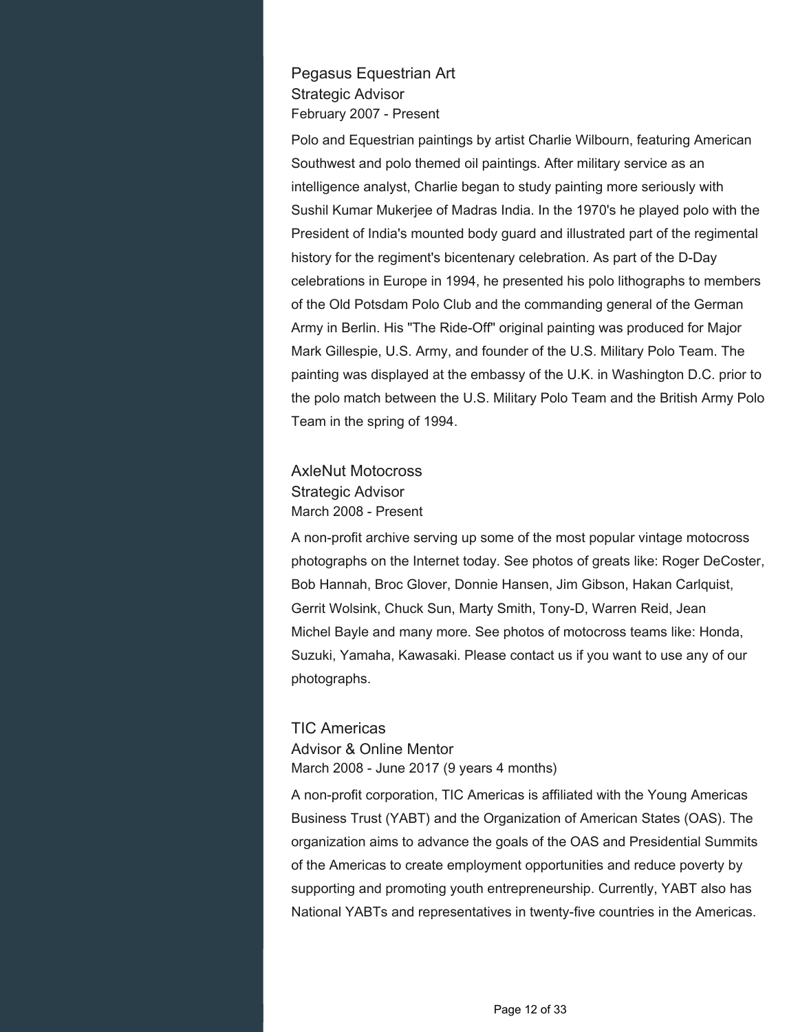### Pegasus Equestrian Art

Strategic Advisor

February 2007 - Present

Polo and Equestrian paintings by artist Charlie Wilbourn, featuring American Southwest and polo themed oil paintings. After military service as an intelligence analyst, Charlie began to study painting more seriously with Sushil Kumar Mukerjee of Madras India. In the 1970's he played polo with the President of India's mounted body guard and illustrated part of the regimental history for the regiment's bicentenary celebration. As part of the D-Day celebrations in Europe in 1994, he presented his polo lithographs to members of the Old Potsdam Polo Club and the commanding general of the German Army in Berlin. His "The Ride-Off" original painting was produced for Major Mark Gillespie, U.S. Army, and founder of the U.S. Military Polo Team. The painting was displayed at the embassy of the U.K. in Washington D.C. prior to the polo match between the U.S. Military Polo Team and the British Army Polo Team in the spring of 1994.

### AxleNut Motocross

Strategic Advisor

March 2008 - Present

A non-profit archive serving up some of the most popular vintage motocross photographs on the Internet today. See photos of greats like: Roger DeCoster, Bob Hannah, Broc Glover, Donnie Hansen, Jim Gibson, Hakan Carlquist, Gerrit Wolsink, Chuck Sun, Marty Smith, Tony-D, Warren Reid, Jean Michel Bayle and many more. See photos of motocross teams like: Honda, Suzuki, Yamaha, Kawasaki. Please contact us if you want to use any of our photographs.

### TIC Americas

Advisor & Online Mentor

March 2008 - June 2017 (9 years 4 months)

A non-profit corporation, TIC Americas is affiliated with the Young Americas Business Trust (YABT) and the Organization of American States (OAS). The organization aims to advance the goals of the OAS and Presidential Summits of the Americas to create employment opportunities and reduce poverty by supporting and promoting youth entrepreneurship. Currently, YABT also has National YABTs and representatives in twenty-five countries in the Americas.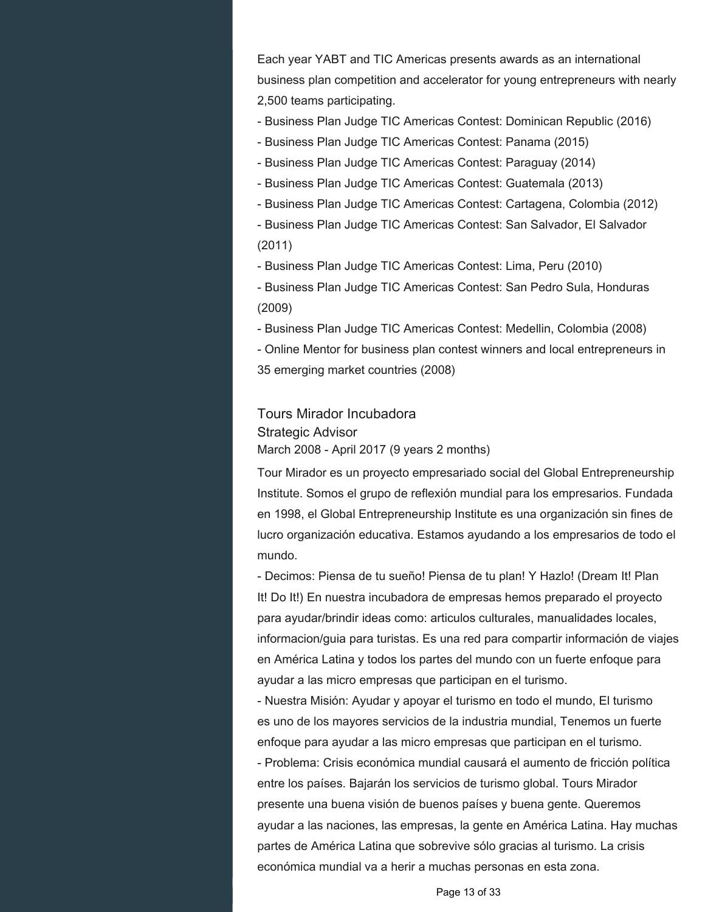Each year YABT and TIC Americas presents awards as an international business plan competition and accelerator for young entrepreneurs with nearly 2,500 teams participating.

- Business Plan Judge TIC Americas Contest: Dominican Republic (2016)
- Business Plan Judge TIC Americas Contest: Panama (2015)
- Business Plan Judge TIC Americas Contest: Paraguay (2014)
- Business Plan Judge TIC Americas Contest: Guatemala (2013)
- Business Plan Judge TIC Americas Contest: Cartagena, Colombia (2012)
- Business Plan Judge TIC Americas Contest: San Salvador, El Salvador (2011)
- Business Plan Judge TIC Americas Contest: Lima, Peru (2010)
- Business Plan Judge TIC Americas Contest: San Pedro Sula, Honduras (2009)
- Business Plan Judge TIC Americas Contest: Medellin, Colombia (2008)
- Online Mentor for business plan contest winners and local entrepreneurs in 35 emerging market countries (2008)

### Tours Mirador Incubadora
Strategic Advisor
March 2008 - April 2017 (9 years 2 months)

Tour Mirador es un proyecto empresariado social del Global Entrepreneurship Institute. Somos el grupo de reflexión mundial para los empresarios. Fundada en 1998, el Global Entrepreneurship Institute es una organización sin fines de lucro organización educativa. Estamos ayudando a los empresarios de todo el mundo.

- Decimos: Piensa de tu sueño! Piensa de tu plan! Y Hazlo! (Dream It! Plan It! Do It!) En nuestra incubadora de empresas hemos preparado el proyecto para ayudar/brindir ideas como: articulos culturales, manualidades locales, informacion/guia para turistas. Es una red para compartir información de viajes en América Latina y todos los partes del mundo con un fuerte enfoque para ayudar a las micro empresas que participan en el turismo.
- Nuestra Misión: Ayudar y apoyar el turismo en todo el mundo, El turismo es uno de los mayores servicios de la industria mundial, Tenemos un fuerte enfoque para ayudar a las micro empresas que participan en el turismo.
- Problema: Crisis económica mundial causará el aumento de fricción política entre los países. Bajarán los servicios de turismo global. Tours Mirador presente una buena visión de buenos países y buena gente. Queremos ayudar a las naciones, las empresas, la gente en América Latina. Hay muchas partes de América Latina que sobrevive sólo gracias al turismo. La crisis económica mundial va a herir a muchas personas en esta zona.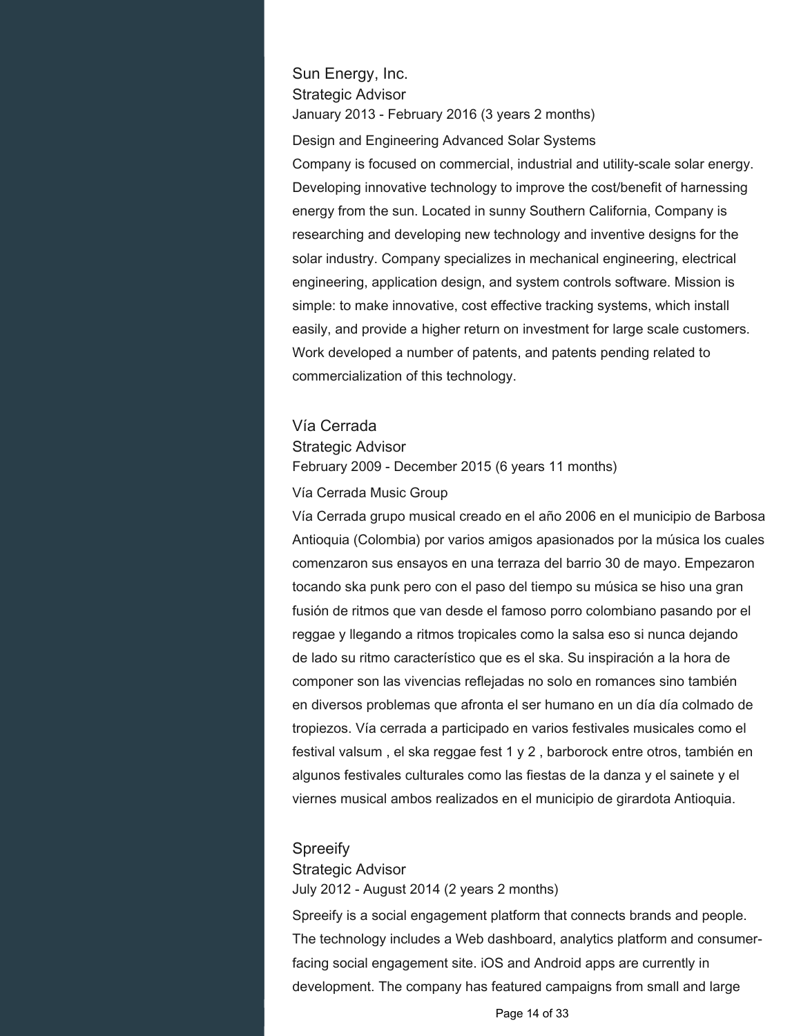### Sun Energy, Inc.

Strategic Advisor

January 2013 - February 2016 (3 years 2 months)

Design and Engineering Advanced Solar Systems

Company is focused on commercial, industrial and utility-scale solar energy. Developing innovative technology to improve the cost/benefit of harnessing energy from the sun. Located in sunny Southern California, Company is researching and developing new technology and inventive designs for the solar industry. Company specializes in mechanical engineering, electrical engineering, application design, and system controls software. Mission is simple: to make innovative, cost effective tracking systems, which install easily, and provide a higher return on investment for large scale customers. Work developed a number of patents, and patents pending related to commercialization of this technology.

### Vía Cerrada

Strategic Advisor

February 2009 - December 2015 (6 years 11 months)

Vía Cerrada Music Group

Vía Cerrada grupo musical creado en el año 2006 en el municipio de Barbosa Antioquia (Colombia) por varios amigos apasionados por la música los cuales comenzaron sus ensayos en una terraza del barrio 30 de mayo. Empezaron tocando ska punk pero con el paso del tiempo su música se hiso una gran fusión de ritmos que van desde el famoso porro colombiano pasando por el reggae y llegando a ritmos tropicales como la salsa eso si nunca dejando de lado su ritmo característico que es el ska. Su inspiración a la hora de componer son las vivencias reflejadas no solo en romances sino también en diversos problemas que afronta el ser humano en un día día colmado de tropiezos. Vía cerrada a participado en varios festivales musicales como el festival valsum , el ska reggae fest 1 y 2 , barborock entre otros, también en algunos festivales culturales como las fiestas de la danza y el sainete y el viernes musical ambos realizados en el municipio de girardota Antioquia.

### Spreeify

Strategic Advisor

July 2012 - August 2014 (2 years 2 months)

Spreeify is a social engagement platform that connects brands and people. The technology includes a Web dashboard, analytics platform and consumer-facing social engagement site. iOS and Android apps are currently in development. The company has featured campaigns from small and large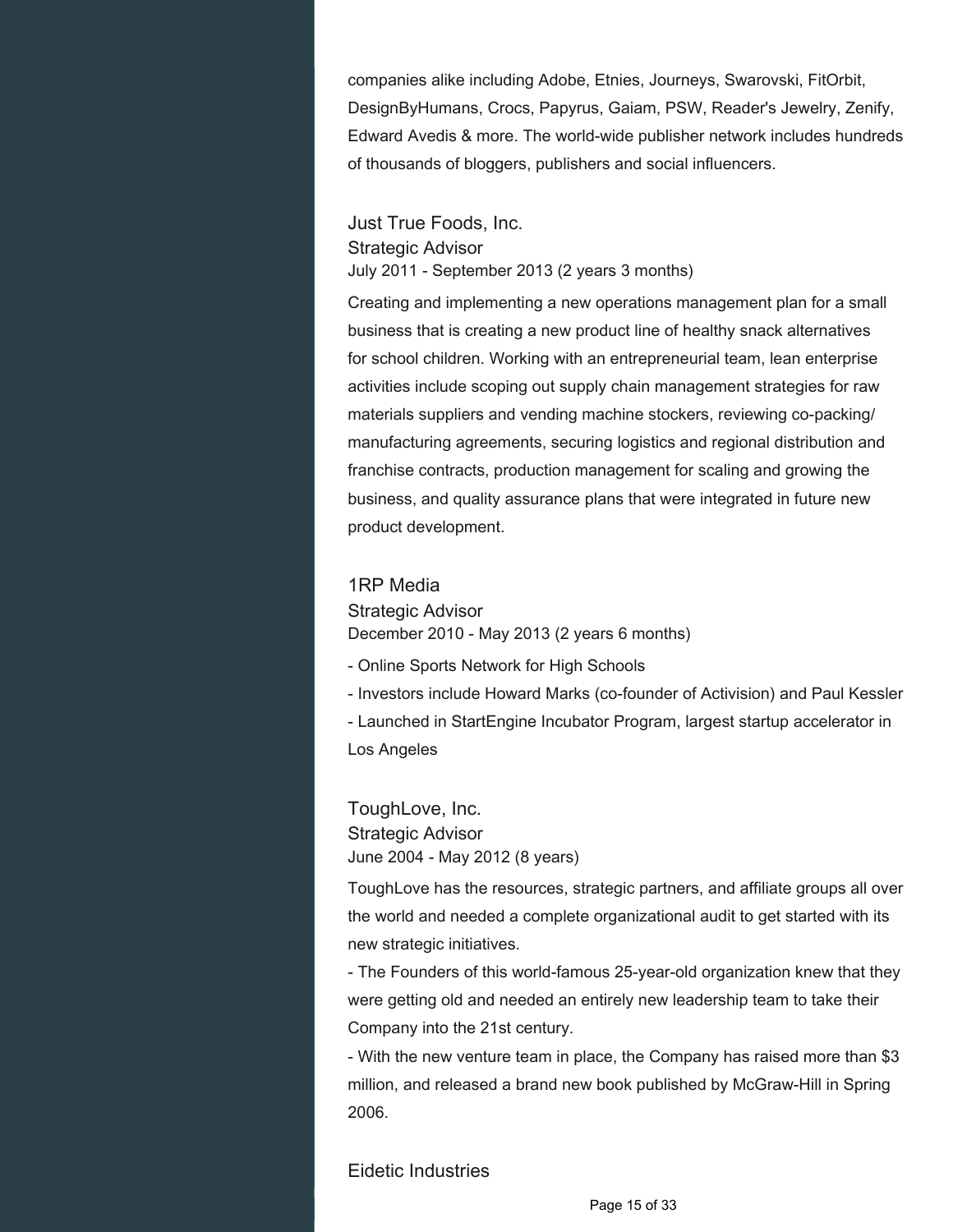companies alike including Adobe, Etnies, Journeys, Swarovski, FitOrbit, DesignByHumans, Crocs, Papyrus, Gaiam, PSW, Reader's Jewelry, Zenify, Edward Avedis & more. The world-wide publisher network includes hundreds of thousands of bloggers, publishers and social influencers.

### Just True Foods, Inc.
Strategic Advisor
July 2011 - September 2013 (2 years 3 months)

Creating and implementing a new operations management plan for a small business that is creating a new product line of healthy snack alternatives for school children. Working with an entrepreneurial team, lean enterprise activities include scoping out supply chain management strategies for raw materials suppliers and vending machine stockers, reviewing co-packing/ manufacturing agreements, securing logistics and regional distribution and franchise contracts, production management for scaling and growing the business, and quality assurance plans that were integrated in future new product development.

### 1RP Media
Strategic Advisor
December 2010 - May 2013 (2 years 6 months)

- Online Sports Network for High Schools
- Investors include Howard Marks (co-founder of Activision) and Paul Kessler
- Launched in StartEngine Incubator Program, largest startup accelerator in Los Angeles

### ToughLove, Inc.
Strategic Advisor
June 2004 - May 2012 (8 years)

ToughLove has the resources, strategic partners, and affiliate groups all over the world and needed a complete organizational audit to get started with its new strategic initiatives.

- The Founders of this world-famous 25-year-old organization knew that they were getting old and needed an entirely new leadership team to take their Company into the 21st century.
- With the new venture team in place, the Company has raised more than $3 million, and released a brand new book published by McGraw-Hill in Spring 2006.

### Eidetic Industries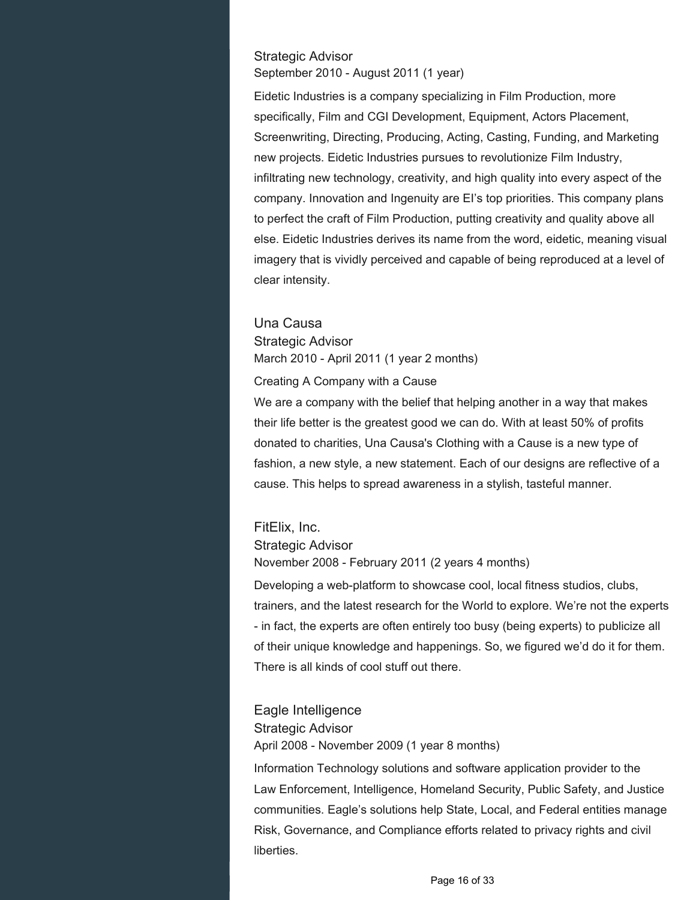Strategic Advisor
September 2010 - August 2011 (1 year)

Eidetic Industries is a company specializing in Film Production, more specifically, Film and CGI Development, Equipment, Actors Placement, Screenwriting, Directing, Producing, Acting, Casting, Funding, and Marketing new projects. Eidetic Industries pursues to revolutionize Film Industry, infiltrating new technology, creativity, and high quality into every aspect of the company. Innovation and Ingenuity are EI's top priorities. This company plans to perfect the craft of Film Production, putting creativity and quality above all else. Eidetic Industries derives its name from the word, eidetic, meaning visual imagery that is vividly perceived and capable of being reproduced at a level of clear intensity.

### Una Causa

Strategic Advisor
March 2010 - April 2011 (1 year 2 months)

Creating A Company with a Cause
We are a company with the belief that helping another in a way that makes their life better is the greatest good we can do. With at least 50% of profits donated to charities, Una Causa's Clothing with a Cause is a new type of fashion, a new style, a new statement. Each of our designs are reflective of a cause. This helps to spread awareness in a stylish, tasteful manner.

### FitElix, Inc.

Strategic Advisor
November 2008 - February 2011 (2 years 4 months)

Developing a web-platform to showcase cool, local fitness studios, clubs, trainers, and the latest research for the World to explore. We're not the experts - in fact, the experts are often entirely too busy (being experts) to publicize all of their unique knowledge and happenings. So, we figured we'd do it for them. There is all kinds of cool stuff out there.

### Eagle Intelligence

Strategic Advisor
April 2008 - November 2009 (1 year 8 months)

Information Technology solutions and software application provider to the Law Enforcement, Intelligence, Homeland Security, Public Safety, and Justice communities. Eagle's solutions help State, Local, and Federal entities manage Risk, Governance, and Compliance efforts related to privacy rights and civil liberties.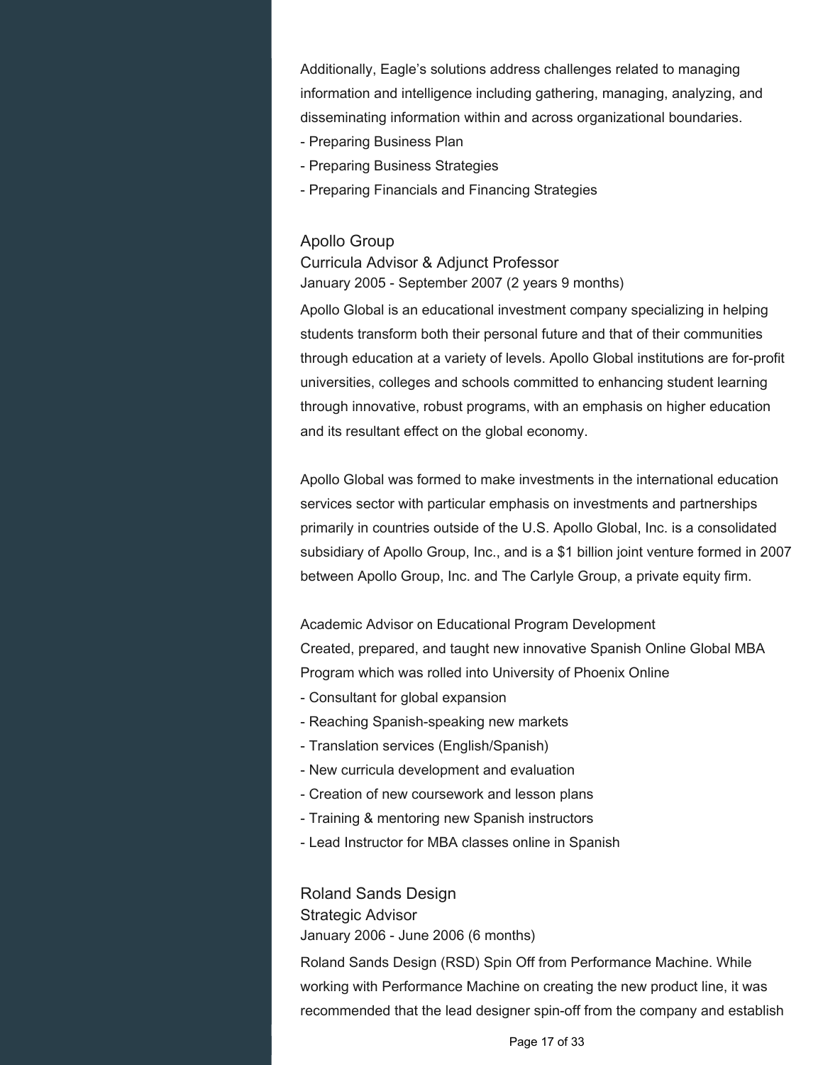Additionally, Eagle's solutions address challenges related to managing information and intelligence including gathering, managing, analyzing, and disseminating information within and across organizational boundaries.

- Preparing Business Plan
- Preparing Business Strategies
- Preparing Financials and Financing Strategies

### Apollo Group

Curricula Advisor & Adjunct Professor

January 2005 - September 2007 (2 years 9 months)

Apollo Global is an educational investment company specializing in helping students transform both their personal future and that of their communities through education at a variety of levels. Apollo Global institutions are for-profit universities, colleges and schools committed to enhancing student learning through innovative, robust programs, with an emphasis on higher education and its resultant effect on the global economy.

Apollo Global was formed to make investments in the international education services sector with particular emphasis on investments and partnerships primarily in countries outside of the U.S. Apollo Global, Inc. is a consolidated subsidiary of Apollo Group, Inc., and is a $1 billion joint venture formed in 2007 between Apollo Group, Inc. and The Carlyle Group, a private equity firm.

Academic Advisor on Educational Program Development

Created, prepared, and taught new innovative Spanish Online Global MBA Program which was rolled into University of Phoenix Online

- Consultant for global expansion
- Reaching Spanish-speaking new markets
- Translation services (English/Spanish)
- New curricula development and evaluation
- Creation of new coursework and lesson plans
- Training & mentoring new Spanish instructors
- Lead Instructor for MBA classes online in Spanish

### Roland Sands Design

Strategic Advisor

January 2006 - June 2006 (6 months)

Roland Sands Design (RSD) Spin Off from Performance Machine. While working with Performance Machine on creating the new product line, it was recommended that the lead designer spin-off from the company and establish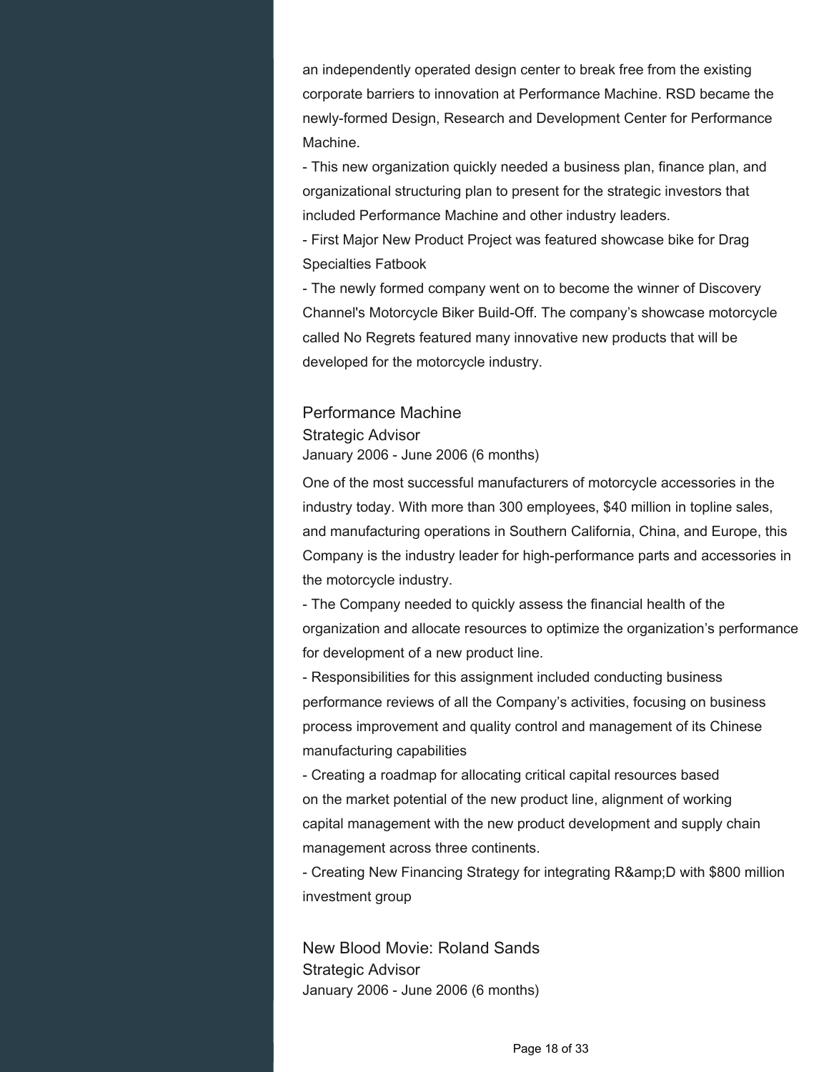an independently operated design center to break free from the existing corporate barriers to innovation at Performance Machine. RSD became the newly-formed Design, Research and Development Center for Performance Machine.

- This new organization quickly needed a business plan, finance plan, and organizational structuring plan to present for the strategic investors that included Performance Machine and other industry leaders.
- First Major New Product Project was featured showcase bike for Drag Specialties Fatbook
- The newly formed company went on to become the winner of Discovery Channel's Motorcycle Biker Build-Off. The company's showcase motorcycle called No Regrets featured many innovative new products that will be developed for the motorcycle industry.

### Performance Machine

Strategic Advisor

January 2006 - June 2006 (6 months)

One of the most successful manufacturers of motorcycle accessories in the industry today. With more than 300 employees, $40 million in topline sales, and manufacturing operations in Southern California, China, and Europe, this Company is the industry leader for high-performance parts and accessories in the motorcycle industry.

- The Company needed to quickly assess the financial health of the organization and allocate resources to optimize the organization's performance for development of a new product line.
- Responsibilities for this assignment included conducting business performance reviews of all the Company's activities, focusing on business process improvement and quality control and management of its Chinese manufacturing capabilities
- Creating a roadmap for allocating critical capital resources based on the market potential of the new product line, alignment of working capital management with the new product development and supply chain management across three continents.
- Creating New Financing Strategy for integrating R&amp;D with $800 million investment group

### New Blood Movie: Roland Sands

Strategic Advisor

January 2006 - June 2006 (6 months)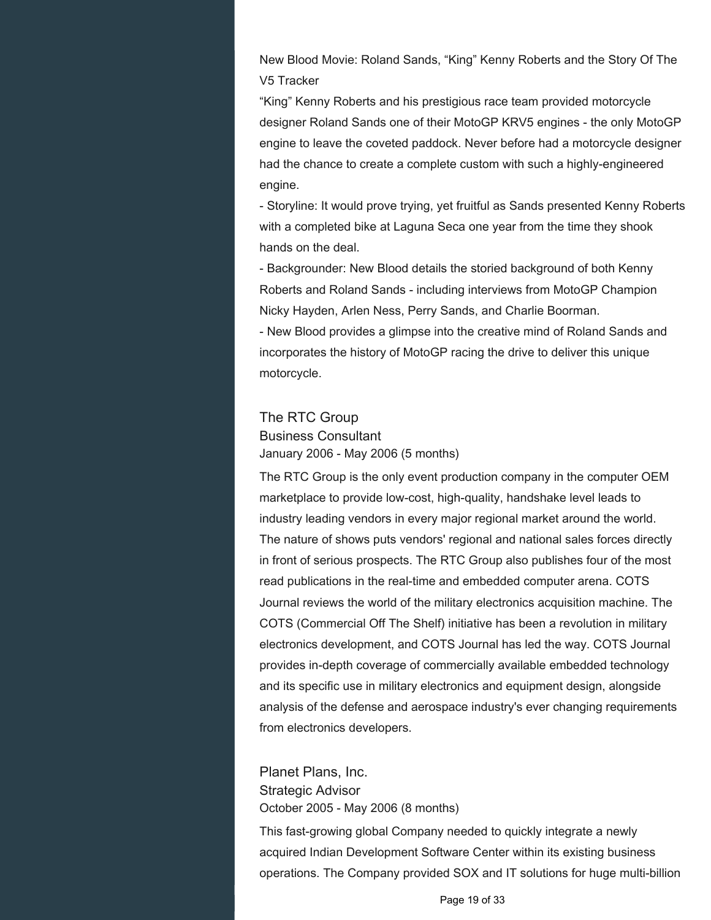New Blood Movie: Roland Sands, “King” Kenny Roberts and the Story Of The V5 Tracker

“King” Kenny Roberts and his prestigious race team provided motorcycle designer Roland Sands one of their MotoGP KRV5 engines - the only MotoGP engine to leave the coveted paddock. Never before had a motorcycle designer had the chance to create a complete custom with such a highly-engineered engine.

- Storyline: It would prove trying, yet fruitful as Sands presented Kenny Roberts with a completed bike at Laguna Seca one year from the time they shook hands on the deal.
- Backgrounder: New Blood details the storied background of both Kenny Roberts and Roland Sands - including interviews from MotoGP Champion Nicky Hayden, Arlen Ness, Perry Sands, and Charlie Boorman.
- New Blood provides a glimpse into the creative mind of Roland Sands and incorporates the history of MotoGP racing the drive to deliver this unique motorcycle.

### The RTC Group
Business Consultant
January 2006 - May 2006 (5 months)

The RTC Group is the only event production company in the computer OEM marketplace to provide low-cost, high-quality, handshake level leads to industry leading vendors in every major regional market around the world. The nature of shows puts vendors' regional and national sales forces directly in front of serious prospects. The RTC Group also publishes four of the most read publications in the real-time and embedded computer arena. COTS Journal reviews the world of the military electronics acquisition machine. The COTS (Commercial Off The Shelf) initiative has been a revolution in military electronics development, and COTS Journal has led the way. COTS Journal provides in-depth coverage of commercially available embedded technology and its specific use in military electronics and equipment design, alongside analysis of the defense and aerospace industry's ever changing requirements from electronics developers.

### Planet Plans, Inc.
Strategic Advisor
October 2005 - May 2006 (8 months)

This fast-growing global Company needed to quickly integrate a newly acquired Indian Development Software Center within its existing business operations. The Company provided SOX and IT solutions for huge multi-billion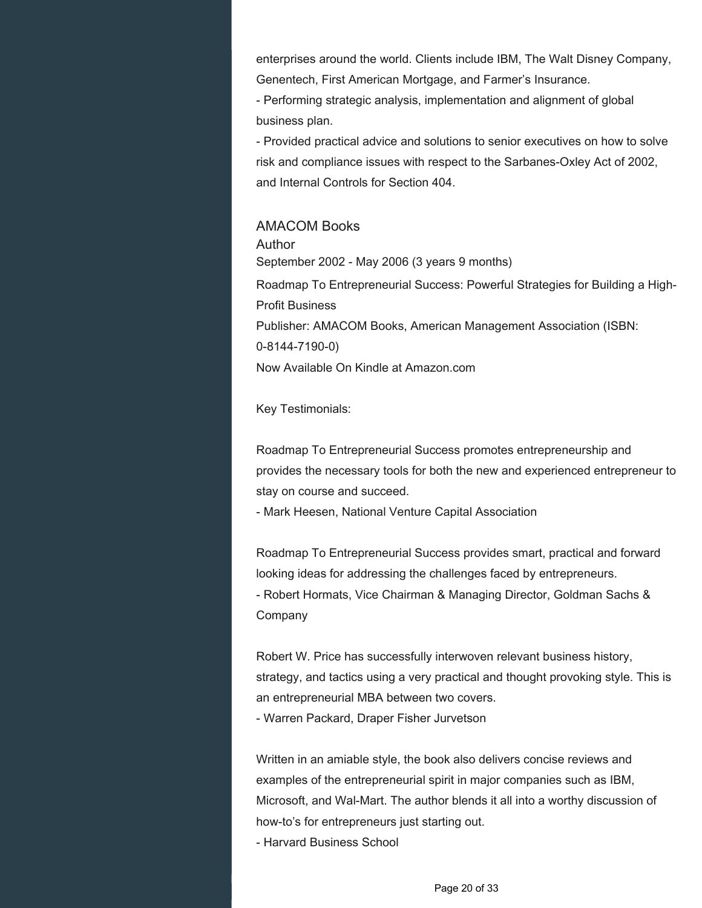enterprises around the world. Clients include IBM, The Walt Disney Company, Genentech, First American Mortgage, and Farmer's Insurance.

- Performing strategic analysis, implementation and alignment of global business plan.
- Provided practical advice and solutions to senior executives on how to solve risk and compliance issues with respect to the Sarbanes-Oxley Act of 2002, and Internal Controls for Section 404.

### AMACOM Books

Author

September 2002 - May 2006 (3 years 9 months)

Roadmap To Entrepreneurial Success: Powerful Strategies for Building a High-Profit Business

Publisher: AMACOM Books, American Management Association (ISBN: 0-8144-7190-0)

Now Available On Kindle at Amazon.com

Key Testimonials:

Roadmap To Entrepreneurial Success promotes entrepreneurship and provides the necessary tools for both the new and experienced entrepreneur to stay on course and succeed.

- Mark Heesen, National Venture Capital Association

Roadmap To Entrepreneurial Success provides smart, practical and forward looking ideas for addressing the challenges faced by entrepreneurs.

- Robert Hormats, Vice Chairman & Managing Director, Goldman Sachs & Company

Robert W. Price has successfully interwoven relevant business history, strategy, and tactics using a very practical and thought provoking style. This is an entrepreneurial MBA between two covers.

- Warren Packard, Draper Fisher Jurvetson

Written in an amiable style, the book also delivers concise reviews and examples of the entrepreneurial spirit in major companies such as IBM, Microsoft, and Wal-Mart. The author blends it all into a worthy discussion of how-to's for entrepreneurs just starting out.

- Harvard Business School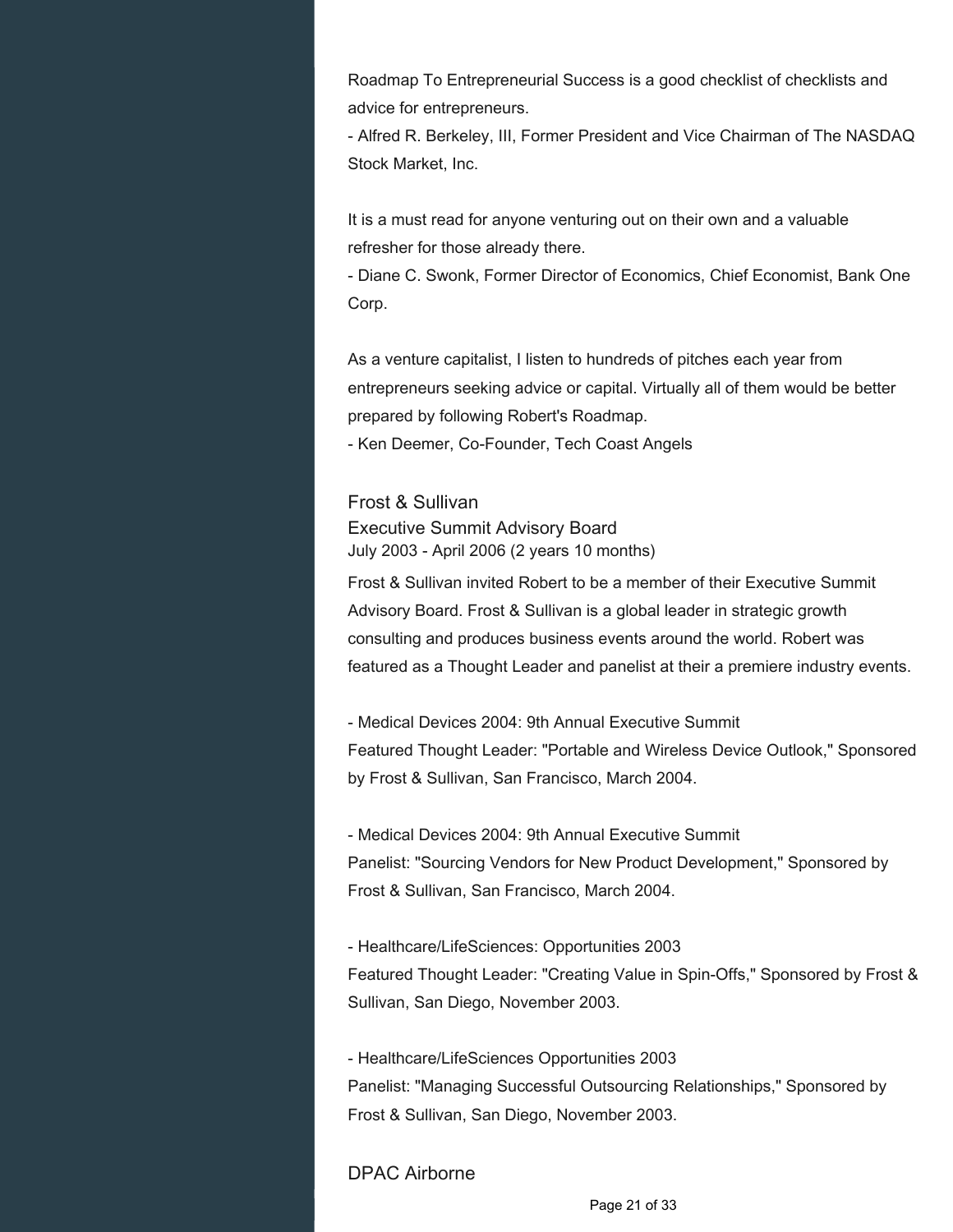Roadmap To Entrepreneurial Success is a good checklist of checklists and advice for entrepreneurs.
- Alfred R. Berkeley, III, Former President and Vice Chairman of The NASDAQ Stock Market, Inc.

It is a must read for anyone venturing out on their own and a valuable refresher for those already there.
- Diane C. Swonk, Former Director of Economics, Chief Economist, Bank One Corp.

As a venture capitalist, I listen to hundreds of pitches each year from entrepreneurs seeking advice or capital. Virtually all of them would be better prepared by following Robert's Roadmap.
- Ken Deemer, Co-Founder, Tech Coast Angels

## Frost & Sullivan

### Executive Summit Advisory Board

July 2003 - April 2006 (2 years 10 months)

Frost & Sullivan invited Robert to be a member of their Executive Summit Advisory Board. Frost & Sullivan is a global leader in strategic growth consulting and produces business events around the world. Robert was featured as a Thought Leader and panelist at their a premiere industry events.

- Medical Devices 2004: 9th Annual Executive Summit
Featured Thought Leader: "Portable and Wireless Device Outlook," Sponsored by Frost & Sullivan, San Francisco, March 2004.

- Medical Devices 2004: 9th Annual Executive Summit
Panelist: "Sourcing Vendors for New Product Development," Sponsored by Frost & Sullivan, San Francisco, March 2004.

- Healthcare/LifeSciences: Opportunities 2003
Featured Thought Leader: "Creating Value in Spin-Offs," Sponsored by Frost & Sullivan, San Diego, November 2003.

- Healthcare/LifeSciences Opportunities 2003
Panelist: "Managing Successful Outsourcing Relationships," Sponsored by Frost & Sullivan, San Diego, November 2003.

## DPAC Airborne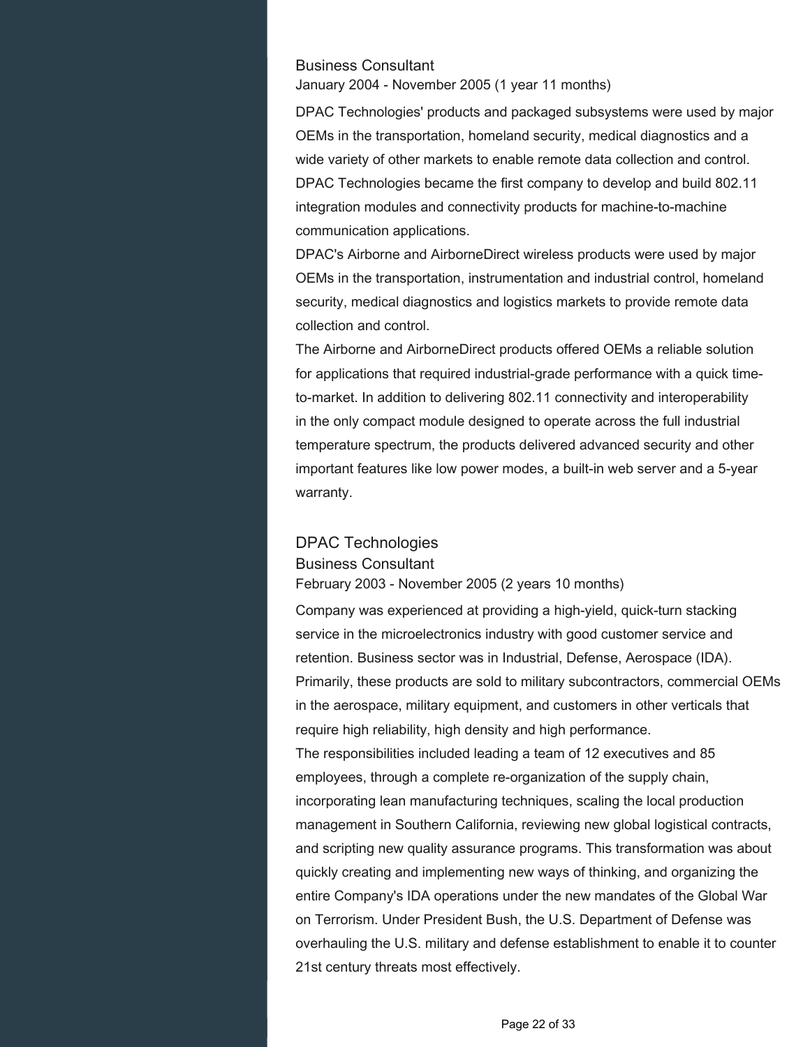### Business Consultant

January 2004 - November 2005 (1 year 11 months)

DPAC Technologies' products and packaged subsystems were used by major OEMs in the transportation, homeland security, medical diagnostics and a wide variety of other markets to enable remote data collection and control. DPAC Technologies became the first company to develop and build 802.11 integration modules and connectivity products for machine-to-machine communication applications.
DPAC's Airborne and AirborneDirect wireless products were used by major OEMs in the transportation, instrumentation and industrial control, homeland security, medical diagnostics and logistics markets to provide remote data collection and control.
The Airborne and AirborneDirect products offered OEMs a reliable solution for applications that required industrial-grade performance with a quick time-to-market. In addition to delivering 802.11 connectivity and interoperability in the only compact module designed to operate across the full industrial temperature spectrum, the products delivered advanced security and other important features like low power modes, a built-in web server and a 5-year warranty.

## DPAC Technologies

### Business Consultant

February 2003 - November 2005 (2 years 10 months)

Company was experienced at providing a high-yield, quick-turn stacking service in the microelectronics industry with good customer service and retention. Business sector was in Industrial, Defense, Aerospace (IDA). Primarily, these products are sold to military subcontractors, commercial OEMs in the aerospace, military equipment, and customers in other verticals that require high reliability, high density and high performance.
The responsibilities included leading a team of 12 executives and 85 employees, through a complete re-organization of the supply chain, incorporating lean manufacturing techniques, scaling the local production management in Southern California, reviewing new global logistical contracts, and scripting new quality assurance programs. This transformation was about quickly creating and implementing new ways of thinking, and organizing the entire Company's IDA operations under the new mandates of the Global War on Terrorism. Under President Bush, the U.S. Department of Defense was overhauling the U.S. military and defense establishment to enable it to counter 21st century threats most effectively.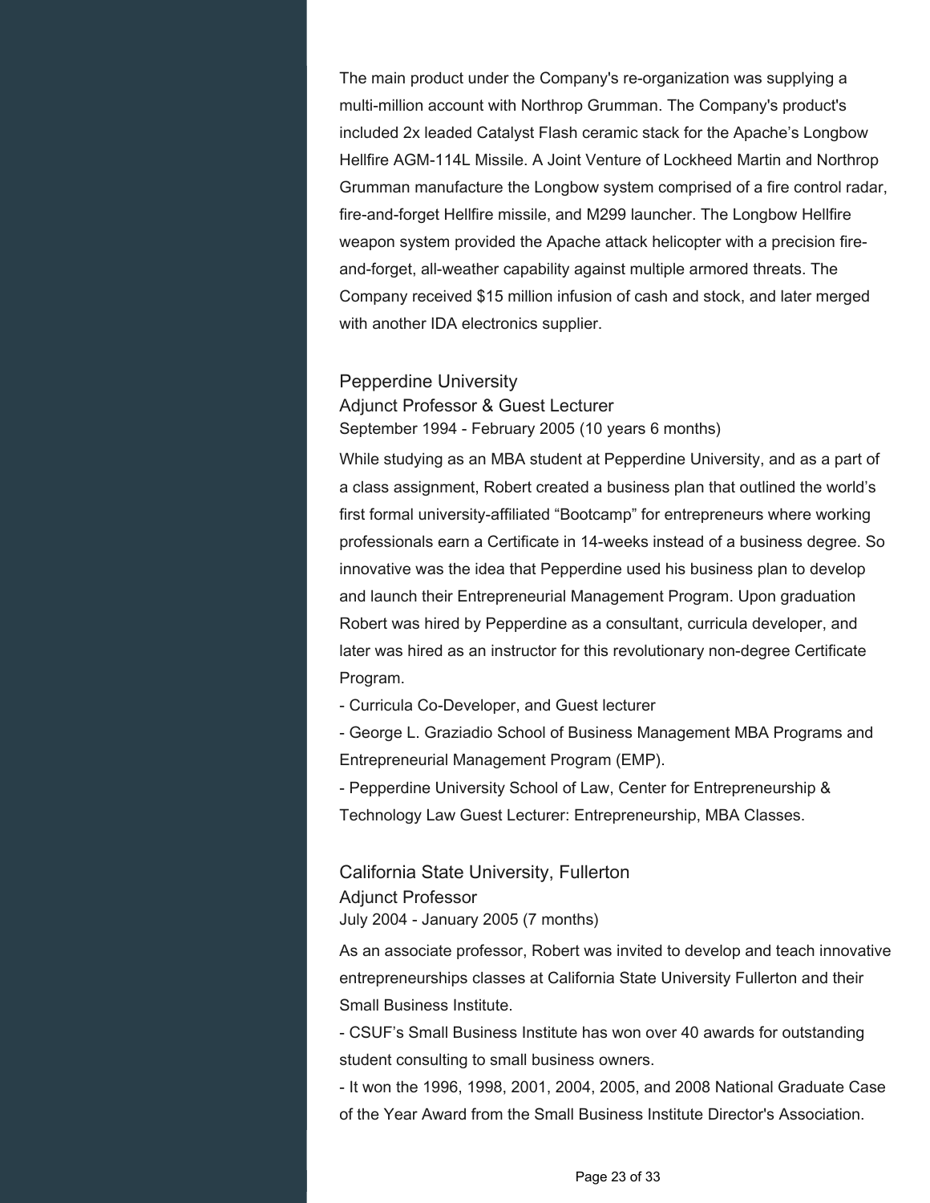The main product under the Company's re-organization was supplying a multi-million account with Northrop Grumman. The Company's product's included 2x leaded Catalyst Flash ceramic stack for the Apache's Longbow Hellfire AGM-114L Missile. A Joint Venture of Lockheed Martin and Northrop Grumman manufacture the Longbow system comprised of a fire control radar, fire-and-forget Hellfire missile, and M299 launcher. The Longbow Hellfire weapon system provided the Apache attack helicopter with a precision fire-and-forget, all-weather capability against multiple armored threats. The Company received $15 million infusion of cash and stock, and later merged with another IDA electronics supplier.

### Pepperdine University

#### Adjunct Professor & Guest Lecturer

September 1994 - February 2005 (10 years 6 months)

While studying as an MBA student at Pepperdine University, and as a part of a class assignment, Robert created a business plan that outlined the world's first formal university-affiliated "Bootcamp" for entrepreneurs where working professionals earn a Certificate in 14-weeks instead of a business degree. So innovative was the idea that Pepperdine used his business plan to develop and launch their Entrepreneurial Management Program. Upon graduation Robert was hired by Pepperdine as a consultant, curricula developer, and later was hired as an instructor for this revolutionary non-degree Certificate Program.

- Curricula Co-Developer, and Guest lecturer
- George L. Graziadio School of Business Management MBA Programs and Entrepreneurial Management Program (EMP).
- Pepperdine University School of Law, Center for Entrepreneurship & Technology Law Guest Lecturer: Entrepreneurship, MBA Classes.

### California State University, Fullerton

#### Adjunct Professor

July 2004 - January 2005 (7 months)

As an associate professor, Robert was invited to develop and teach innovative entrepreneurships classes at California State University Fullerton and their Small Business Institute.

- CSUF's Small Business Institute has won over 40 awards for outstanding student consulting to small business owners.
- It won the 1996, 1998, 2001, 2004, 2005, and 2008 National Graduate Case of the Year Award from the Small Business Institute Director's Association.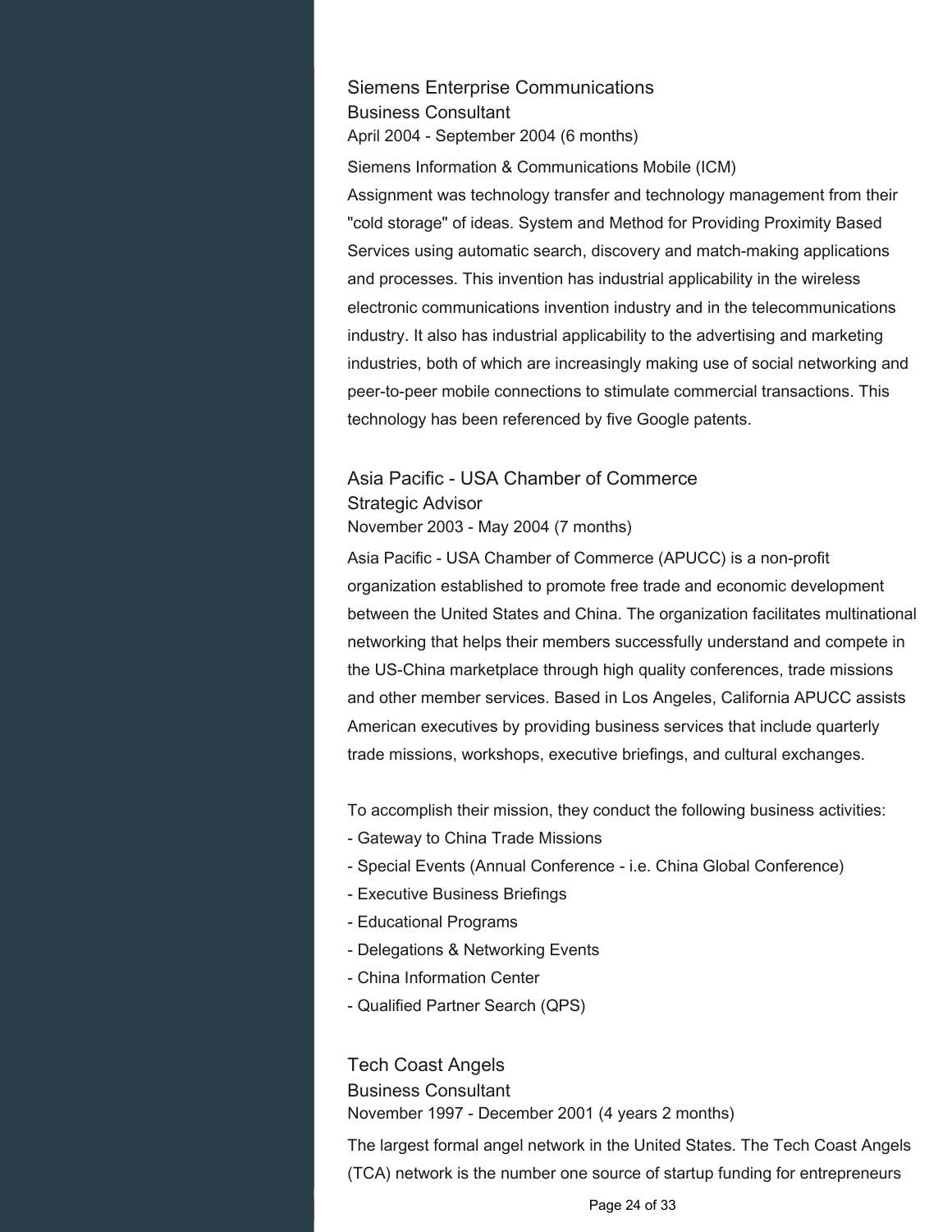### Siemens Enterprise Communications

Business Consultant

April 2004 - September 2004 (6 months)

Siemens Information & Communications Mobile (ICM)

Assignment was technology transfer and technology management from their "cold storage" of ideas. System and Method for Providing Proximity Based Services using automatic search, discovery and match-making applications and processes. This invention has industrial applicability in the wireless electronic communications invention industry and in the telecommunications industry. It also has industrial applicability to the advertising and marketing industries, both of which are increasingly making use of social networking and peer-to-peer mobile connections to stimulate commercial transactions. This technology has been referenced by five Google patents.

### Asia Pacific - USA Chamber of Commerce

Strategic Advisor

November 2003 - May 2004 (7 months)

Asia Pacific - USA Chamber of Commerce (APUCC) is a non-profit organization established to promote free trade and economic development between the United States and China. The organization facilitates multinational networking that helps their members successfully understand and compete in the US-China marketplace through high quality conferences, trade missions and other member services. Based in Los Angeles, California APUCC assists American executives by providing business services that include quarterly trade missions, workshops, executive briefings, and cultural exchanges.

To accomplish their mission, they conduct the following business activities:

- Gateway to China Trade Missions
- Special Events (Annual Conference - i.e. China Global Conference)
- Executive Business Briefings
- Educational Programs
- Delegations & Networking Events
- China Information Center
- Qualified Partner Search (QPS)

### Tech Coast Angels

Business Consultant

November 1997 - December 2001 (4 years 2 months)

The largest formal angel network in the United States. The Tech Coast Angels (TCA) network is the number one source of startup funding for entrepreneurs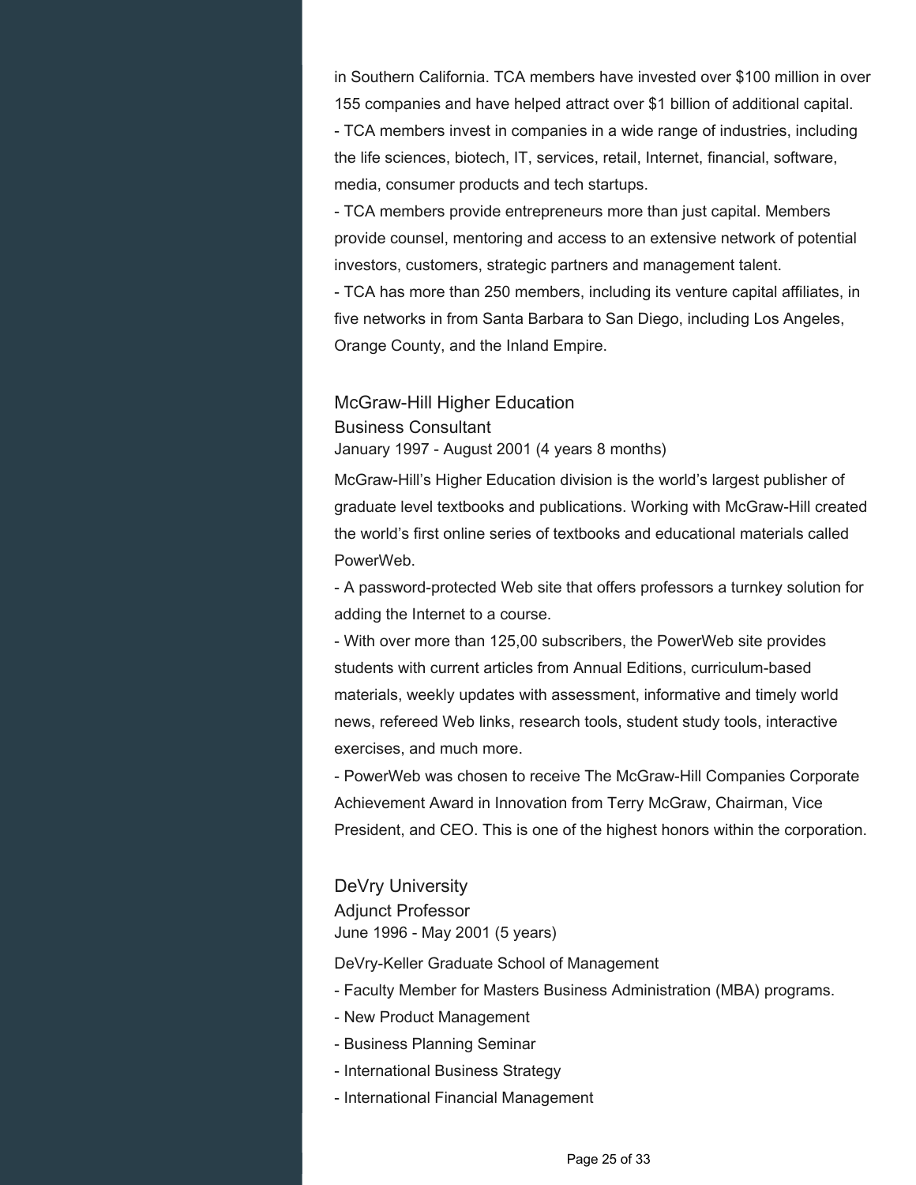in Southern California. TCA members have invested over $100 million in over 155 companies and have helped attract over $1 billion of additional capital.

- TCA members invest in companies in a wide range of industries, including the life sciences, biotech, IT, services, retail, Internet, financial, software, media, consumer products and tech startups.
- TCA members provide entrepreneurs more than just capital. Members provide counsel, mentoring and access to an extensive network of potential investors, customers, strategic partners and management talent.
- TCA has more than 250 members, including its venture capital affiliates, in five networks in from Santa Barbara to San Diego, including Los Angeles, Orange County, and the Inland Empire.

### McGraw-Hill Higher Education

Business Consultant

January 1997 - August 2001 (4 years 8 months)

McGraw-Hill's Higher Education division is the world's largest publisher of graduate level textbooks and publications. Working with McGraw-Hill created the world's first online series of textbooks and educational materials called PowerWeb.

- A password-protected Web site that offers professors a turnkey solution for adding the Internet to a course.
- With over more than 125,00 subscribers, the PowerWeb site provides students with current articles from Annual Editions, curriculum-based materials, weekly updates with assessment, informative and timely world news, refereed Web links, research tools, student study tools, interactive exercises, and much more.
- PowerWeb was chosen to receive The McGraw-Hill Companies Corporate Achievement Award in Innovation from Terry McGraw, Chairman, Vice President, and CEO. This is one of the highest honors within the corporation.

### DeVry University

Adjunct Professor

June 1996 - May 2001 (5 years)

DeVry-Keller Graduate School of Management

- Faculty Member for Masters Business Administration (MBA) programs.
- New Product Management
- Business Planning Seminar
- International Business Strategy
- International Financial Management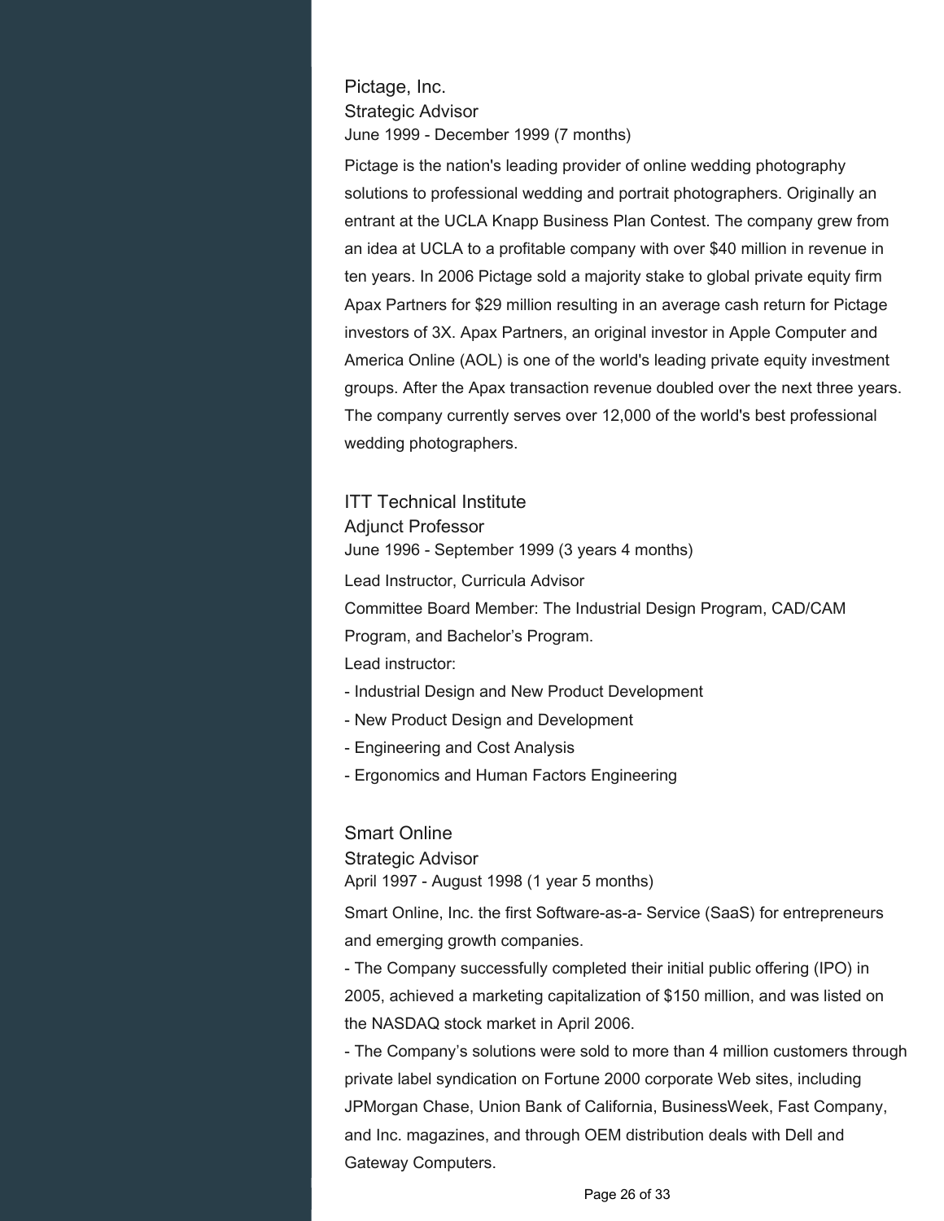### Pictage, Inc.

Strategic Advisor

June 1999 - December 1999 (7 months)

Pictage is the nation's leading provider of online wedding photography solutions to professional wedding and portrait photographers. Originally an entrant at the UCLA Knapp Business Plan Contest. The company grew from an idea at UCLA to a profitable company with over $40 million in revenue in ten years. In 2006 Pictage sold a majority stake to global private equity firm Apax Partners for $29 million resulting in an average cash return for Pictage investors of 3X. Apax Partners, an original investor in Apple Computer and America Online (AOL) is one of the world's leading private equity investment groups. After the Apax transaction revenue doubled over the next three years. The company currently serves over 12,000 of the world's best professional wedding photographers.

### ITT Technical Institute

Adjunct Professor

June 1996 - September 1999 (3 years 4 months)

Lead Instructor, Curricula Advisor

Committee Board Member: The Industrial Design Program, CAD/CAM Program, and Bachelor's Program.

Lead instructor:

- Industrial Design and New Product Development
- New Product Design and Development
- Engineering and Cost Analysis
- Ergonomics and Human Factors Engineering

### Smart Online

Strategic Advisor

April 1997 - August 1998 (1 year 5 months)

Smart Online, Inc. the first Software-as-a- Service (SaaS) for entrepreneurs and emerging growth companies.

- The Company successfully completed their initial public offering (IPO) in 2005, achieved a marketing capitalization of $150 million, and was listed on the NASDAQ stock market in April 2006.
- The Company's solutions were sold to more than 4 million customers through private label syndication on Fortune 2000 corporate Web sites, including JPMorgan Chase, Union Bank of California, BusinessWeek, Fast Company, and Inc. magazines, and through OEM distribution deals with Dell and Gateway Computers.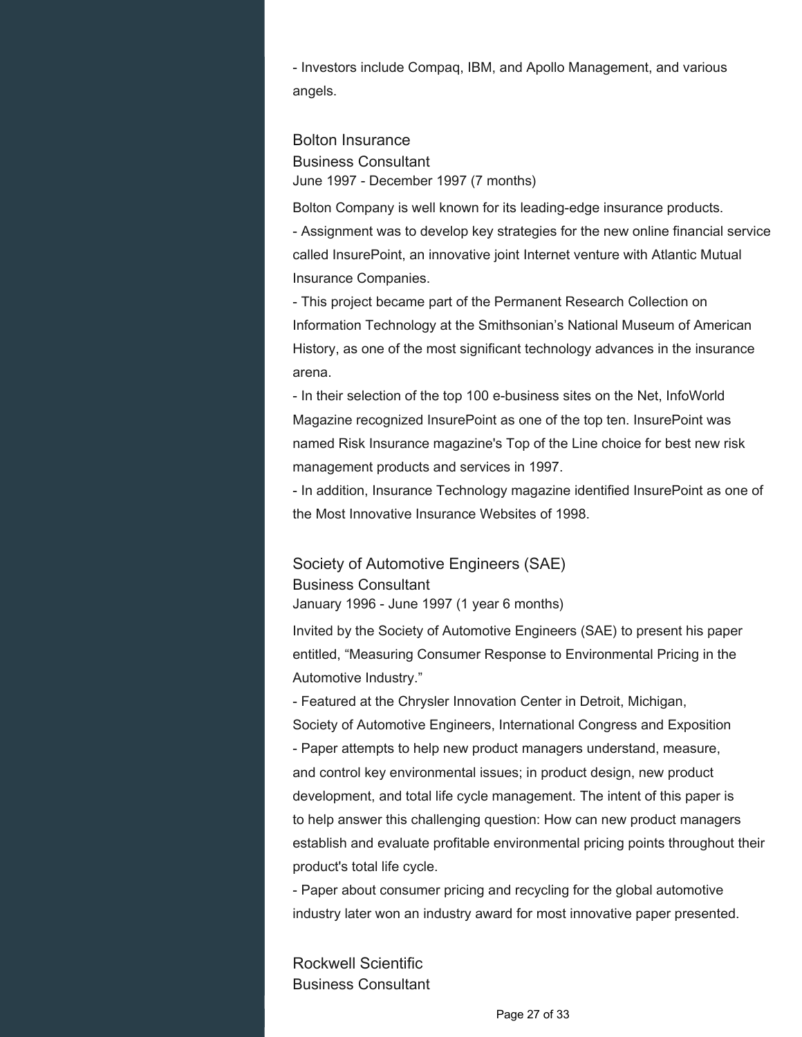- Investors include Compaq, IBM, and Apollo Management, and various angels.

### Bolton Insurance
Business Consultant
June 1997 - December 1997 (7 months)

Bolton Company is well known for its leading-edge insurance products.
- Assignment was to develop key strategies for the new online financial service called InsurePoint, an innovative joint Internet venture with Atlantic Mutual Insurance Companies.
- This project became part of the Permanent Research Collection on Information Technology at the Smithsonian's National Museum of American History, as one of the most significant technology advances in the insurance arena.
- In their selection of the top 100 e-business sites on the Net, InfoWorld Magazine recognized InsurePoint as one of the top ten. InsurePoint was named Risk Insurance magazine's Top of the Line choice for best new risk management products and services in 1997.
- In addition, Insurance Technology magazine identified InsurePoint as one of the Most Innovative Insurance Websites of 1998.

### Society of Automotive Engineers (SAE)
Business Consultant
January 1996 - June 1997 (1 year 6 months)

Invited by the Society of Automotive Engineers (SAE) to present his paper entitled, "Measuring Consumer Response to Environmental Pricing in the Automotive Industry."
- Featured at the Chrysler Innovation Center in Detroit, Michigan, Society of Automotive Engineers, International Congress and Exposition
- Paper attempts to help new product managers understand, measure, and control key environmental issues; in product design, new product development, and total life cycle management. The intent of this paper is to help answer this challenging question: How can new product managers establish and evaluate profitable environmental pricing points throughout their product's total life cycle.
- Paper about consumer pricing and recycling for the global automotive industry later won an industry award for most innovative paper presented.

### Rockwell Scientific
Business Consultant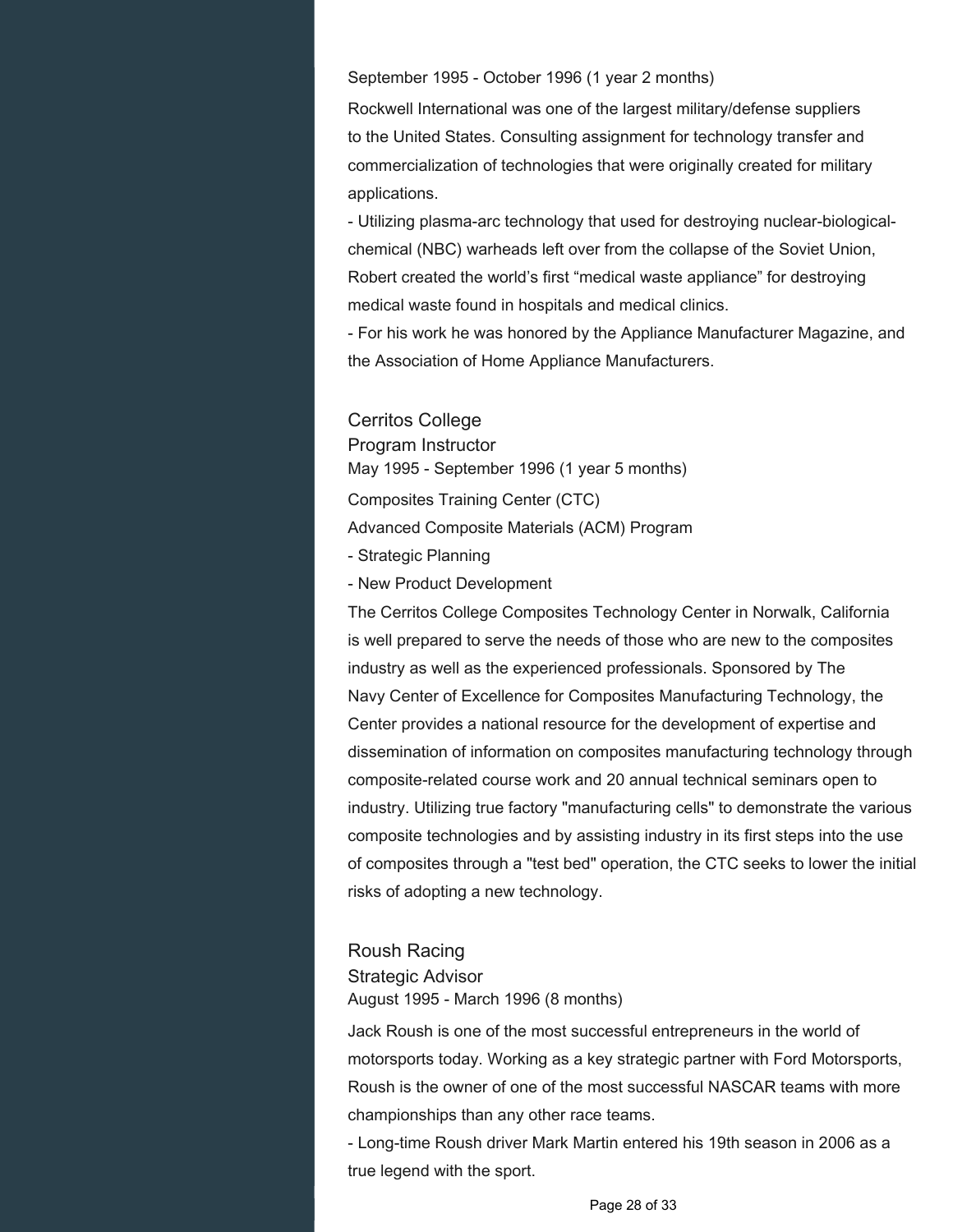September 1995 - October 1996 (1 year 2 months)

Rockwell International was one of the largest military/defense suppliers to the United States. Consulting assignment for technology transfer and commercialization of technologies that were originally created for military applications.

- Utilizing plasma-arc technology that used for destroying nuclear-biological-chemical (NBC) warheads left over from the collapse of the Soviet Union, Robert created the world's first "medical waste appliance" for destroying medical waste found in hospitals and medical clinics.
- For his work he was honored by the Appliance Manufacturer Magazine, and the Association of Home Appliance Manufacturers.

### Cerritos College

#### Program Instructor

May 1995 - September 1996 (1 year 5 months)

Composites Training Center (CTC)

Advanced Composite Materials (ACM) Program

- Strategic Planning
- New Product Development

The Cerritos College Composites Technology Center in Norwalk, California is well prepared to serve the needs of those who are new to the composites industry as well as the experienced professionals. Sponsored by The Navy Center of Excellence for Composites Manufacturing Technology, the Center provides a national resource for the development of expertise and dissemination of information on composites manufacturing technology through composite-related course work and 20 annual technical seminars open to industry. Utilizing true factory "manufacturing cells" to demonstrate the various composite technologies and by assisting industry in its first steps into the use of composites through a "test bed" operation, the CTC seeks to lower the initial risks of adopting a new technology.

### Roush Racing

#### Strategic Advisor

August 1995 - March 1996 (8 months)

Jack Roush is one of the most successful entrepreneurs in the world of motorsports today. Working as a key strategic partner with Ford Motorsports, Roush is the owner of one of the most successful NASCAR teams with more championships than any other race teams.

- Long-time Roush driver Mark Martin entered his 19th season in 2006 as a true legend with the sport.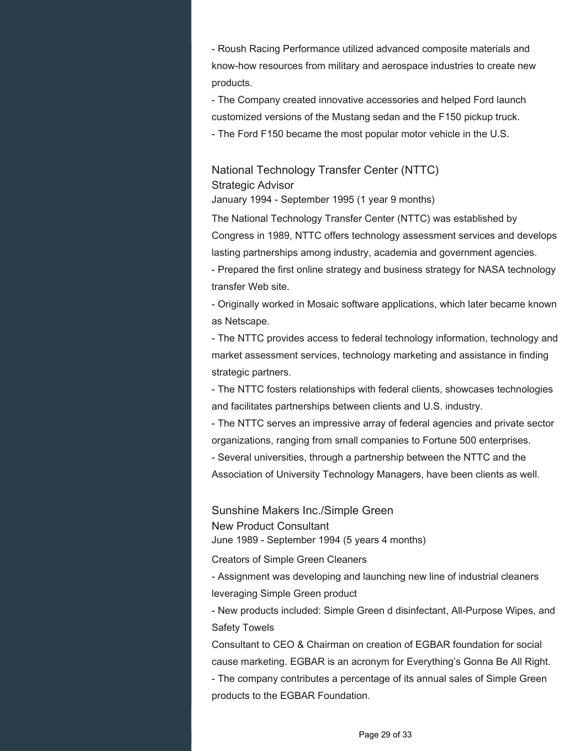- Roush Racing Performance utilized advanced composite materials and know-how resources from military and aerospace industries to create new products.
- The Company created innovative accessories and helped Ford launch customized versions of the Mustang sedan and the F150 pickup truck.
- The Ford F150 became the most popular motor vehicle in the U.S.

### National Technology Transfer Center (NTTC)
Strategic Advisor
January 1994 - September 1995 (1 year 9 months)

The National Technology Transfer Center (NTTC) was established by Congress in 1989, NTTC offers technology assessment services and develops lasting partnerships among industry, academia and government agencies.
- Prepared the first online strategy and business strategy for NASA technology transfer Web site.
- Originally worked in Mosaic software applications, which later became known as Netscape.
- The NTTC provides access to federal technology information, technology and market assessment services, technology marketing and assistance in finding strategic partners.
- The NTTC fosters relationships with federal clients, showcases technologies and facilitates partnerships between clients and U.S. industry.
- The NTTC serves an impressive array of federal agencies and private sector organizations, ranging from small companies to Fortune 500 enterprises.
- Several universities, through a partnership between the NTTC and the Association of University Technology Managers, have been clients as well.

### Sunshine Makers Inc./Simple Green
New Product Consultant
June 1989 - September 1994 (5 years 4 months)

Creators of Simple Green Cleaners
- Assignment was developing and launching new line of industrial cleaners leveraging Simple Green product
- New products included: Simple Green d disinfectant, All-Purpose Wipes, and Safety Towels

Consultant to CEO & Chairman on creation of EGBAR foundation for social cause marketing. EGBAR is an acronym for Everything's Gonna Be All Right.
- The company contributes a percentage of its annual sales of Simple Green products to the EGBAR Foundation.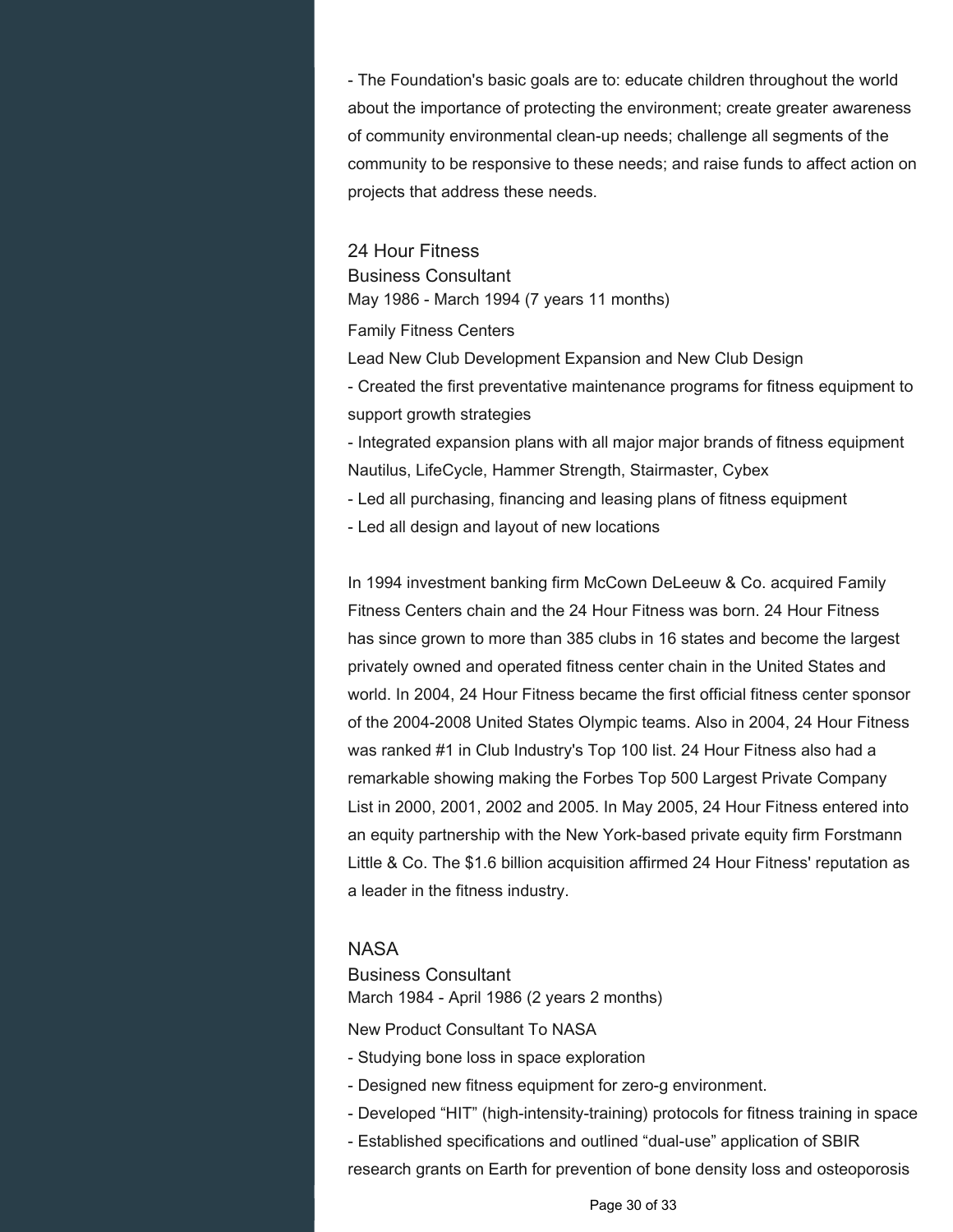- The Foundation's basic goals are to: educate children throughout the world about the importance of protecting the environment; create greater awareness of community environmental clean-up needs; challenge all segments of the community to be responsive to these needs; and raise funds to affect action on projects that address these needs.

## 24 Hour Fitness

### Business Consultant

May 1986 - March 1994 (7 years 11 months)

Family Fitness Centers

Lead New Club Development Expansion and New Club Design

- Created the first preventative maintenance programs for fitness equipment to support growth strategies
- Integrated expansion plans with all major major brands of fitness equipment Nautilus, LifeCycle, Hammer Strength, Stairmaster, Cybex
- Led all purchasing, financing and leasing plans of fitness equipment
- Led all design and layout of new locations

In 1994 investment banking firm McCown DeLeeuw & Co. acquired Family Fitness Centers chain and the 24 Hour Fitness was born. 24 Hour Fitness has since grown to more than 385 clubs in 16 states and become the largest privately owned and operated fitness center chain in the United States and world. In 2004, 24 Hour Fitness became the first official fitness center sponsor of the 2004-2008 United States Olympic teams. Also in 2004, 24 Hour Fitness was ranked #1 in Club Industry's Top 100 list. 24 Hour Fitness also had a remarkable showing making the Forbes Top 500 Largest Private Company List in 2000, 2001, 2002 and 2005. In May 2005, 24 Hour Fitness entered into an equity partnership with the New York-based private equity firm Forstmann Little & Co. The $1.6 billion acquisition affirmed 24 Hour Fitness' reputation as a leader in the fitness industry.

## NASA

### Business Consultant

March 1984 - April 1986 (2 years 2 months)

New Product Consultant To NASA

- Studying bone loss in space exploration
- Designed new fitness equipment for zero-g environment.
- Developed “HIT” (high-intensity-training) protocols for fitness training in space
- Established specifications and outlined “dual-use” application of SBIR research grants on Earth for prevention of bone density loss and osteoporosis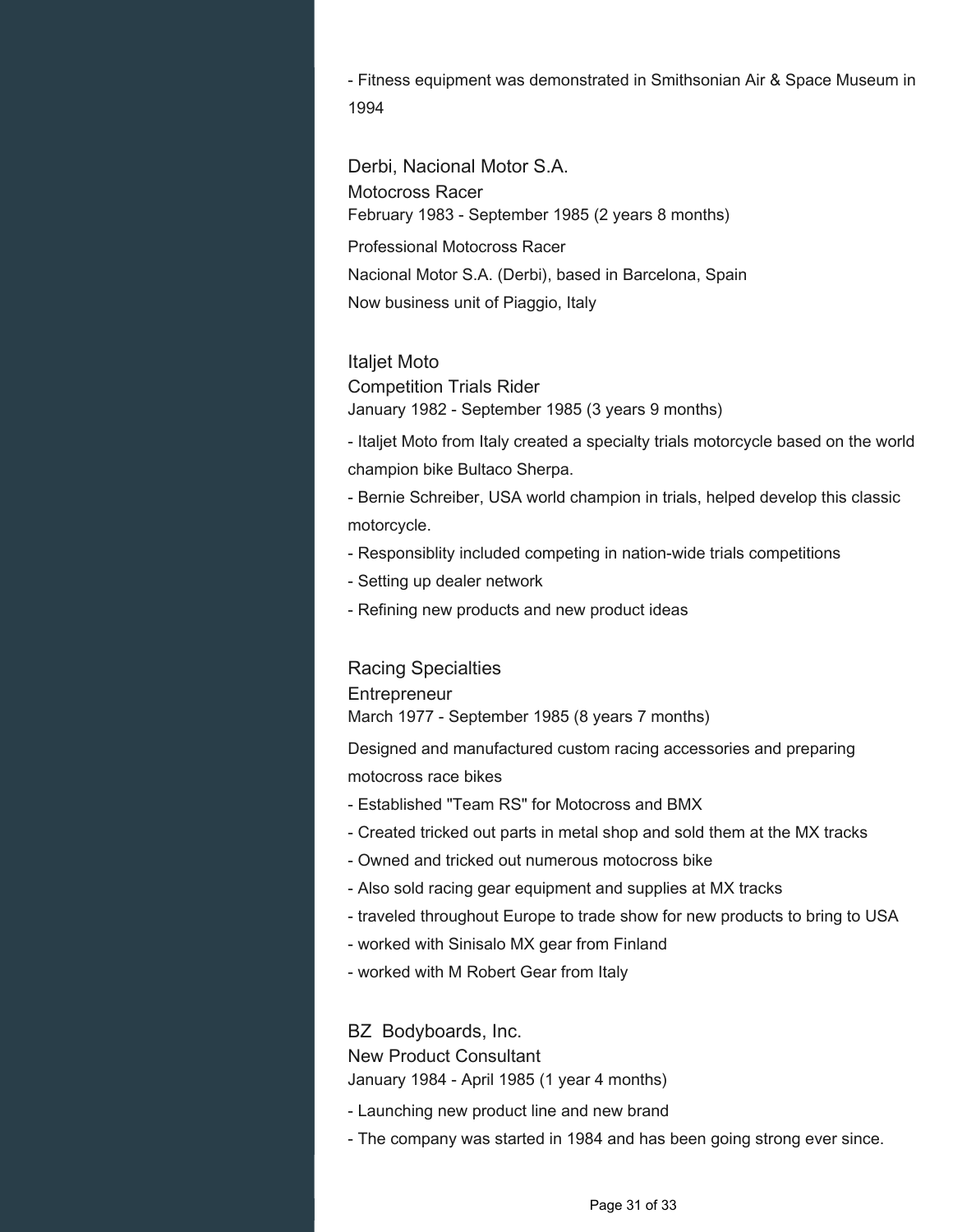- Fitness equipment was demonstrated in Smithsonian Air & Space Museum in 1994

### Derbi, Nacional Motor S.A.

Motocross Racer

February 1983 - September 1985 (2 years 8 months)

Professional Motocross Racer

Nacional Motor S.A. (Derbi), based in Barcelona, Spain

Now business unit of Piaggio, Italy

### Italjet Moto

Competition Trials Rider

January 1982 - September 1985 (3 years 9 months)

- Italjet Moto from Italy created a specialty trials motorcycle based on the world champion bike Bultaco Sherpa.
- Bernie Schreiber, USA world champion in trials, helped develop this classic motorcycle.
- Responsiblity included competing in nation-wide trials competitions
- Setting up dealer network
- Refining new products and new product ideas

### Racing Specialties

Entrepreneur

March 1977 - September 1985 (8 years 7 months)

Designed and manufactured custom racing accessories and preparing motocross race bikes

- Established "Team RS" for Motocross and BMX
- Created tricked out parts in metal shop and sold them at the MX tracks
- Owned and tricked out numerous motocross bike
- Also sold racing gear equipment and supplies at MX tracks
- traveled throughout Europe to trade show for new products to bring to USA
- worked with Sinisalo MX gear from Finland
- worked with M Robert Gear from Italy

### BZ Bodyboards, Inc.

New Product Consultant

January 1984 - April 1985 (1 year 4 months)

- Launching new product line and new brand
- The company was started in 1984 and has been going strong ever since.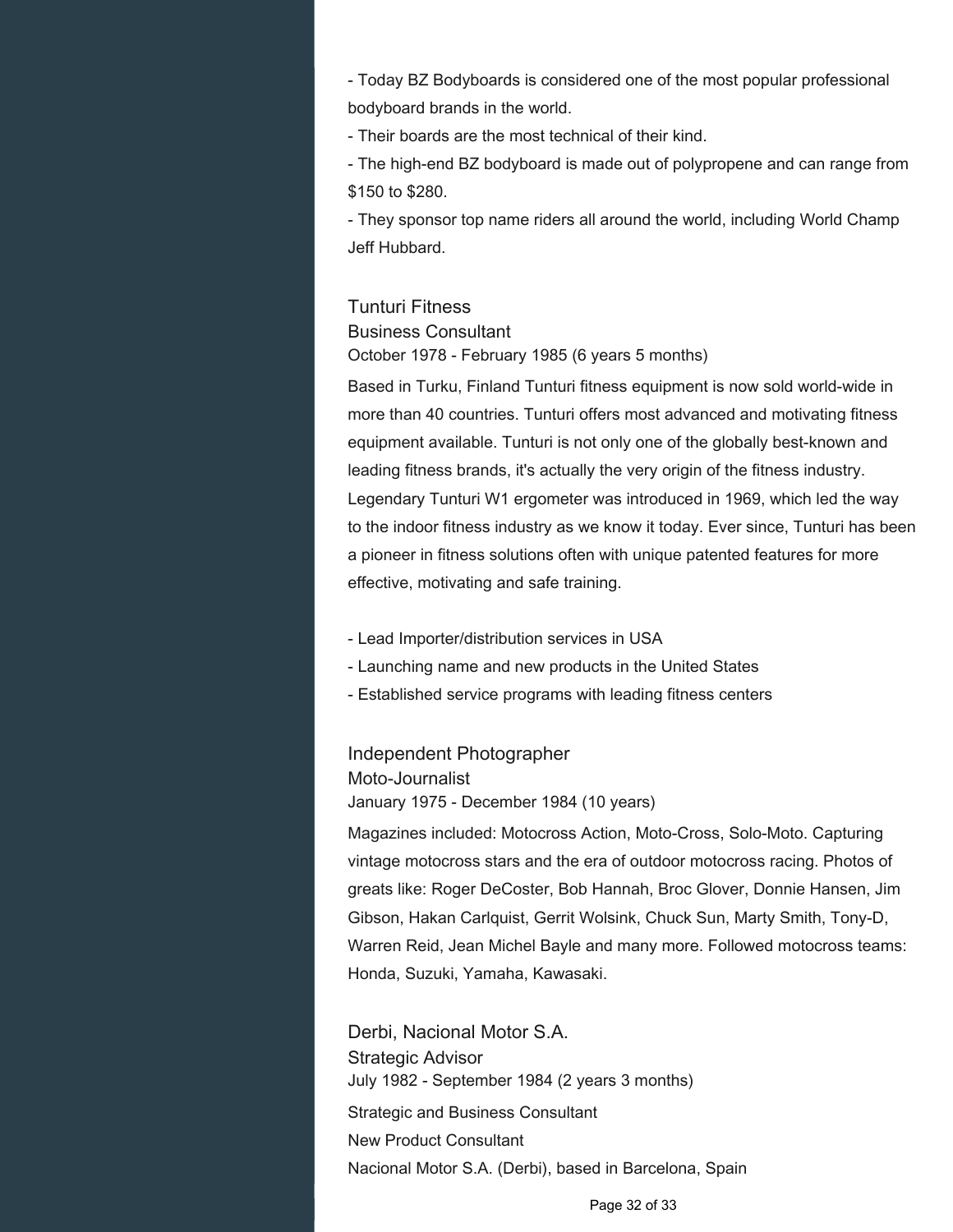- Today BZ Bodyboards is considered one of the most popular professional bodyboard brands in the world.
- Their boards are the most technical of their kind.
- The high-end BZ bodyboard is made out of polypropene and can range from $150 to $280.
- They sponsor top name riders all around the world, including World Champ Jeff Hubbard.

### Tunturi Fitness
Business Consultant
October 1978 - February 1985 (6 years 5 months)

Based in Turku, Finland Tunturi fitness equipment is now sold world-wide in more than 40 countries. Tunturi offers most advanced and motivating fitness equipment available. Tunturi is not only one of the globally best-known and leading fitness brands, it's actually the very origin of the fitness industry. Legendary Tunturi W1 ergometer was introduced in 1969, which led the way to the indoor fitness industry as we know it today. Ever since, Tunturi has been a pioneer in fitness solutions often with unique patented features for more effective, motivating and safe training.

- Lead Importer/distribution services in USA
- Launching name and new products in the United States
- Established service programs with leading fitness centers

### Independent Photographer
Moto-Journalist
January 1975 - December 1984 (10 years)

Magazines included: Motocross Action, Moto-Cross, Solo-Moto. Capturing vintage motocross stars and the era of outdoor motocross racing. Photos of greats like: Roger DeCoster, Bob Hannah, Broc Glover, Donnie Hansen, Jim Gibson, Hakan Carlquist, Gerrit Wolsink, Chuck Sun, Marty Smith, Tony-D, Warren Reid, Jean Michel Bayle and many more. Followed motocross teams: Honda, Suzuki, Yamaha, Kawasaki.

### Derbi, Nacional Motor S.A.
Strategic Advisor
July 1982 - September 1984 (2 years 3 months)

Strategic and Business Consultant
New Product Consultant
Nacional Motor S.A. (Derbi), based in Barcelona, Spain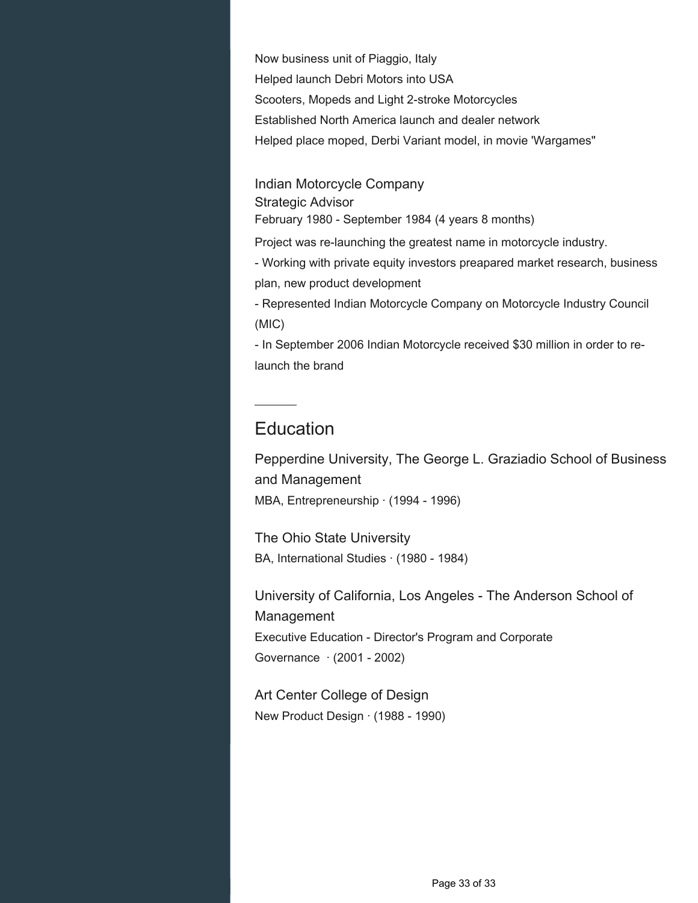Now business unit of Piaggio, Italy
Helped launch Debri Motors into USA
Scooters, Mopeds and Light 2-stroke Motorcycles
Established North America launch and dealer network
Helped place moped, Derbi Variant model, in movie 'Wargames"

### Indian Motorcycle Company
Strategic Advisor
February 1980 - September 1984 (4 years 8 months)

Project was re-launching the greatest name in motorcycle industry.
- Working with private equity investors preapared market research, business plan, new product development
- Represented Indian Motorcycle Company on Motorcycle Industry Council (MIC)
- In September 2006 Indian Motorcycle received $30 million in order to re-launch the brand

## Education

### Pepperdine University, The George L. Graziadio School of Business and Management
MBA, Entrepreneurship · (1994 - 1996)

### The Ohio State University
BA, International Studies · (1980 - 1984)

### University of California, Los Angeles - The Anderson School of Management
Executive Education - Director's Program and Corporate Governance · (2001 - 2002)

### Art Center College of Design
New Product Design · (1988 - 1990)